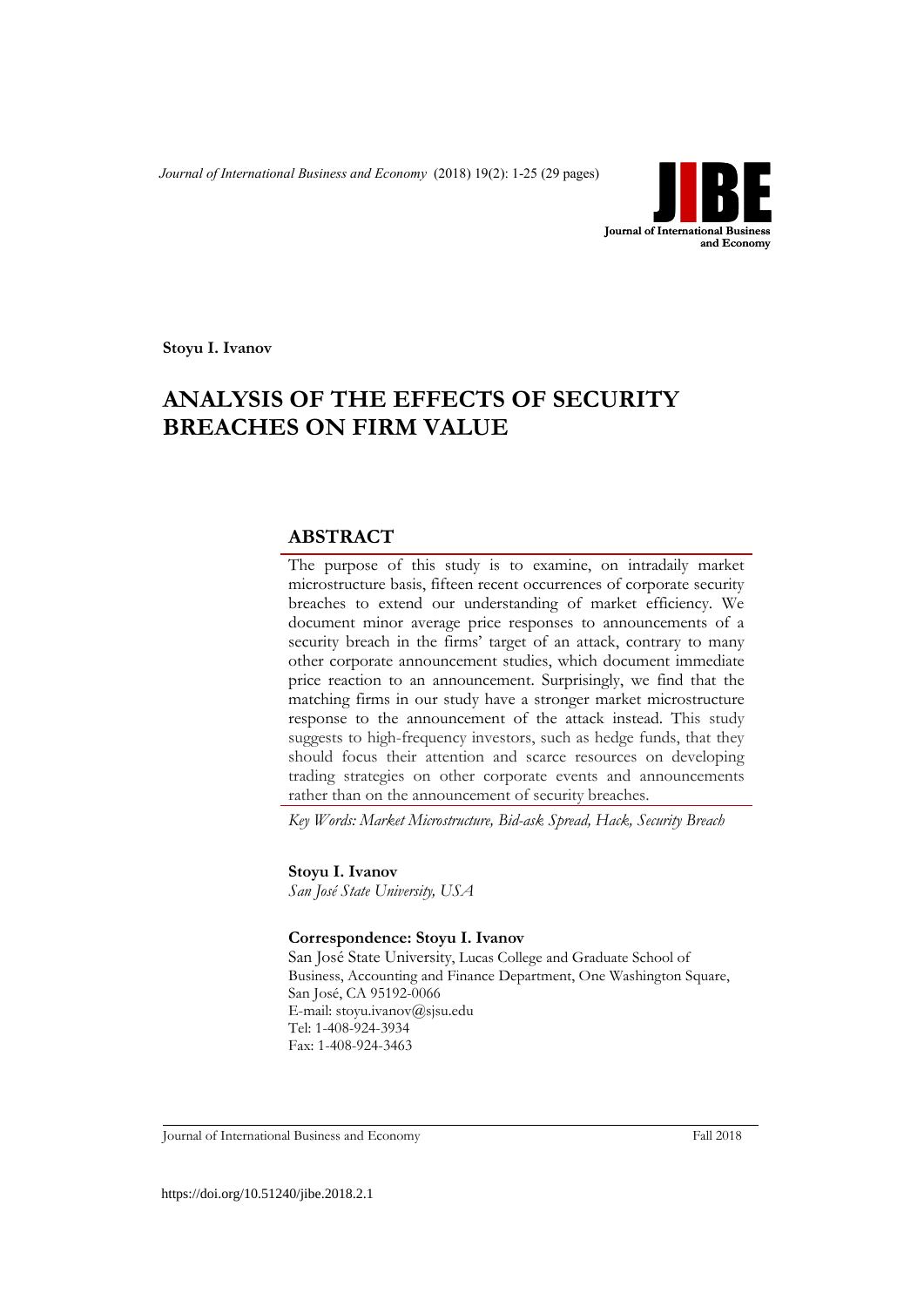**Stoyu I. Ivanov**

# ANALYSIS OF THE EFFECTS OF SECURITY BREACHES ON FIRM VALUE

## ABSTRACT

The purpose of this study is to examine, on intradaily market microstructure basis, fifteen recent occurrences of corporate security breaches to extend our understanding of market efficiency. We document minor average price responses to announcements of a security breach in the firms' target of an attack, contrary to many other corporate announcement studies, which document immediate price reaction to an announcement. Surprisingly, we find that the matching firms in our study have a stronger market microstructure response to the announcement of the attack instead. This study suggests to high-frequency investors, such as hedge funds, that they should focus their attention and scarce resources on developing trading strategies on other corporate events and announcements rather than on the announcement of security breaches.

*Key Words: Market Microstructure, Bid-ask Spread, Hack, Security Breach*

**Stoyu I. Ivanov**
*San José State University, USA*

**Correspondence: Stoyu I. Ivanov**
San José State University, Lucas College and Graduate School of Business, Accounting and Finance Department, One Washington Square, San José, CA 95192-0066
E-mail: stoyu.ivanov@sjsu.edu
Tel: 1-408-924-3934
Fax: 1-408-924-3463

https://doi.org/10.51240/jibe.2018.2.1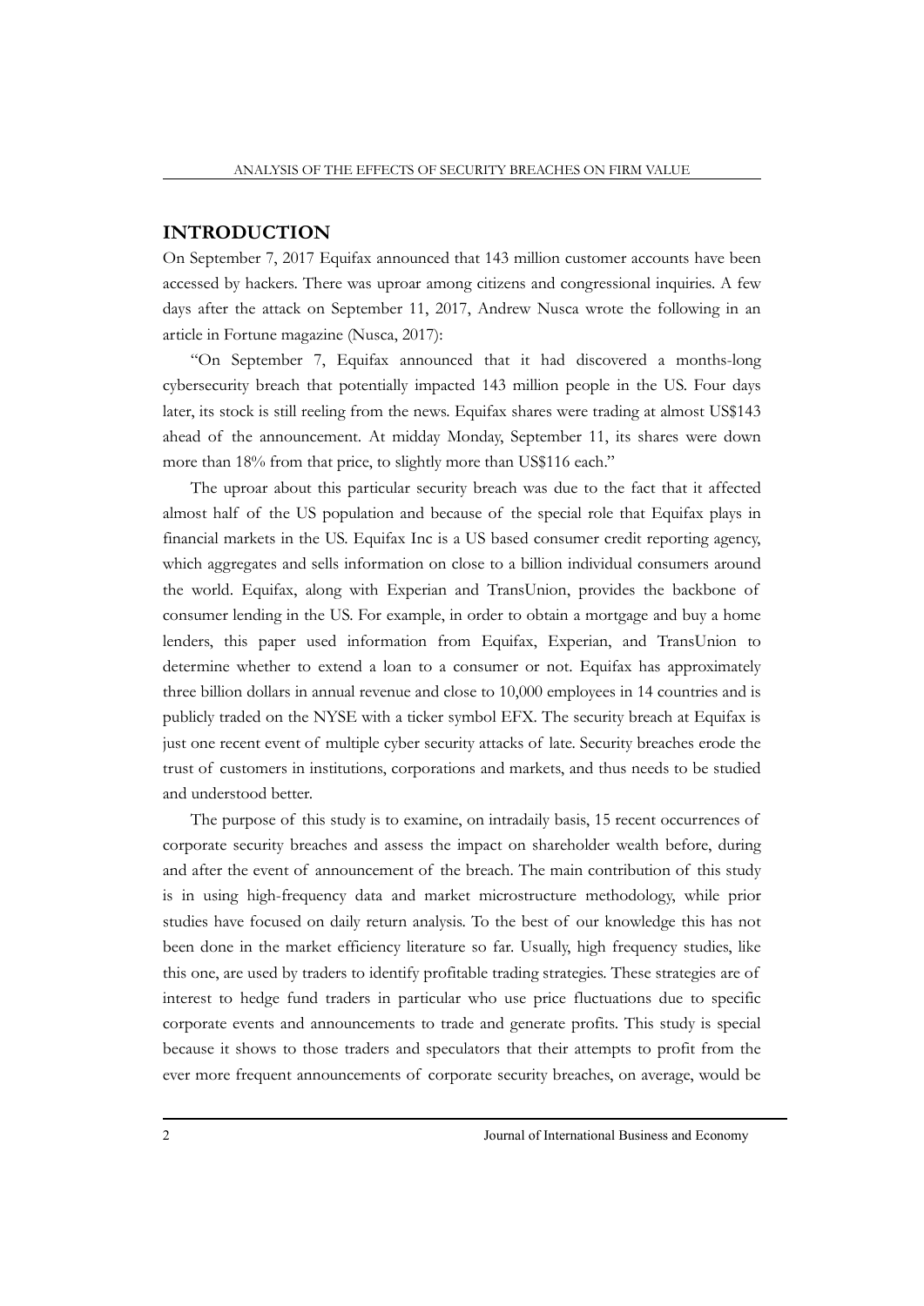## INTRODUCTION

On September 7, 2017 Equifax announced that 143 million customer accounts have been accessed by hackers. There was uproar among citizens and congressional inquiries. A few days after the attack on September 11, 2017, Andrew Nusca wrote the following in an article in Fortune magazine (Nusca, 2017):

"On September 7, Equifax announced that it had discovered a months-long cybersecurity breach that potentially impacted 143 million people in the US. Four days later, its stock is still reeling from the news. Equifax shares were trading at almost US$143 ahead of the announcement. At midday Monday, September 11, its shares were down more than 18% from that price, to slightly more than US$116 each."

The uproar about this particular security breach was due to the fact that it affected almost half of the US population and because of the special role that Equifax plays in financial markets in the US. Equifax Inc is a US based consumer credit reporting agency, which aggregates and sells information on close to a billion individual consumers around the world. Equifax, along with Experian and TransUnion, provides the backbone of consumer lending in the US. For example, in order to obtain a mortgage and buy a home lenders, this paper used information from Equifax, Experian, and TransUnion to determine whether to extend a loan to a consumer or not. Equifax has approximately three billion dollars in annual revenue and close to 10,000 employees in 14 countries and is publicly traded on the NYSE with a ticker symbol EFX. The security breach at Equifax is just one recent event of multiple cyber security attacks of late. Security breaches erode the trust of customers in institutions, corporations and markets, and thus needs to be studied and understood better.

The purpose of this study is to examine, on intradaily basis, 15 recent occurrences of corporate security breaches and assess the impact on shareholder wealth before, during and after the event of announcement of the breach. The main contribution of this study is in using high-frequency data and market microstructure methodology, while prior studies have focused on daily return analysis. To the best of our knowledge this has not been done in the market efficiency literature so far. Usually, high frequency studies, like this one, are used by traders to identify profitable trading strategies. These strategies are of interest to hedge fund traders in particular who use price fluctuations due to specific corporate events and announcements to trade and generate profits. This study is special because it shows to those traders and speculators that their attempts to profit from the ever more frequent announcements of corporate security breaches, on average, would be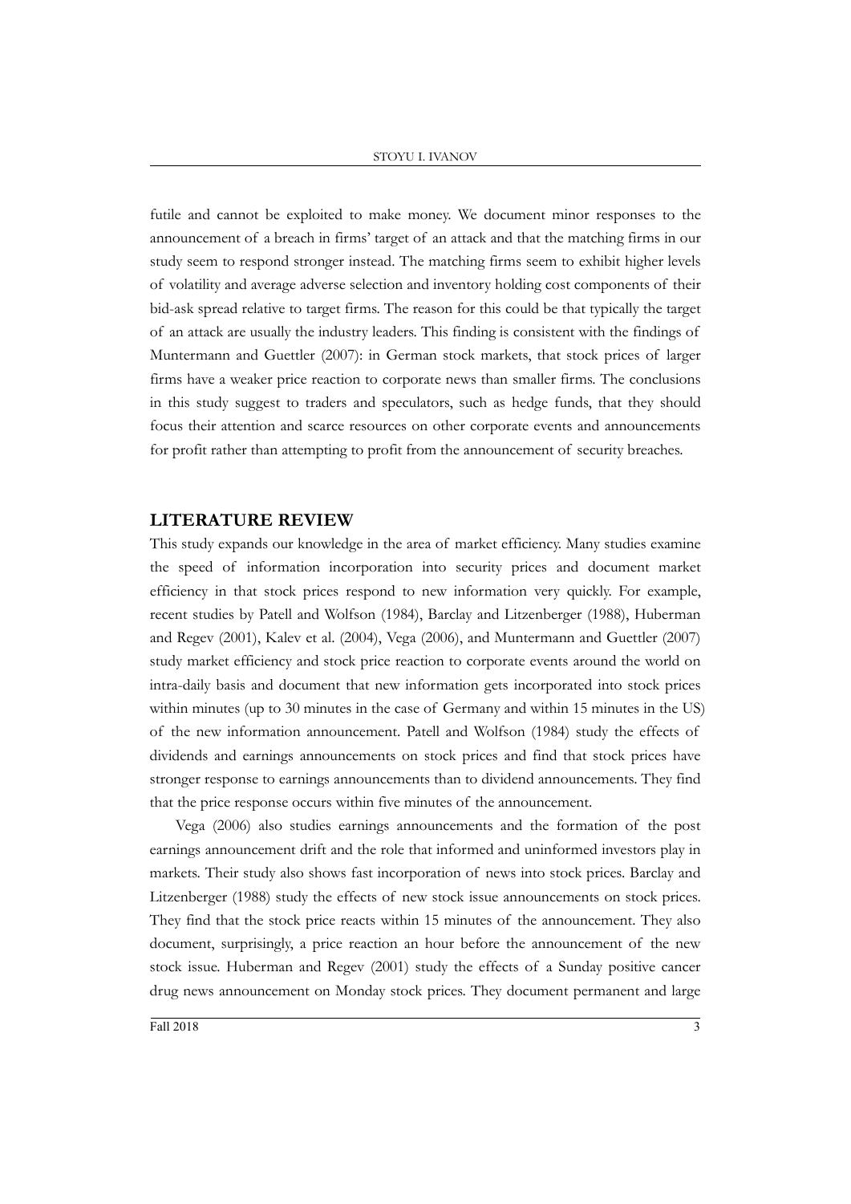futile and cannot be exploited to make money. We document minor responses to the announcement of a breach in firms' target of an attack and that the matching firms in our study seem to respond stronger instead. The matching firms seem to exhibit higher levels of volatility and average adverse selection and inventory holding cost components of their bid-ask spread relative to target firms. The reason for this could be that typically the target of an attack are usually the industry leaders. This finding is consistent with the findings of Muntermann and Guettler (2007): in German stock markets, that stock prices of larger firms have a weaker price reaction to corporate news than smaller firms. The conclusions in this study suggest to traders and speculators, such as hedge funds, that they should focus their attention and scarce resources on other corporate events and announcements for profit rather than attempting to profit from the announcement of security breaches.

## LITERATURE REVIEW

This study expands our knowledge in the area of market efficiency. Many studies examine the speed of information incorporation into security prices and document market efficiency in that stock prices respond to new information very quickly. For example, recent studies by Patell and Wolfson (1984), Barclay and Litzenberger (1988), Huberman and Regev (2001), Kalev et al. (2004), Vega (2006), and Muntermann and Guettler (2007) study market efficiency and stock price reaction to corporate events around the world on intra-daily basis and document that new information gets incorporated into stock prices within minutes (up to 30 minutes in the case of Germany and within 15 minutes in the US) of the new information announcement. Patell and Wolfson (1984) study the effects of dividends and earnings announcements on stock prices and find that stock prices have stronger response to earnings announcements than to dividend announcements. They find that the price response occurs within five minutes of the announcement.

Vega (2006) also studies earnings announcements and the formation of the post earnings announcement drift and the role that informed and uninformed investors play in markets. Their study also shows fast incorporation of news into stock prices. Barclay and Litzenberger (1988) study the effects of new stock issue announcements on stock prices. They find that the stock price reacts within 15 minutes of the announcement. They also document, surprisingly, a price reaction an hour before the announcement of the new stock issue. Huberman and Regev (2001) study the effects of a Sunday positive cancer drug news announcement on Monday stock prices. They document permanent and large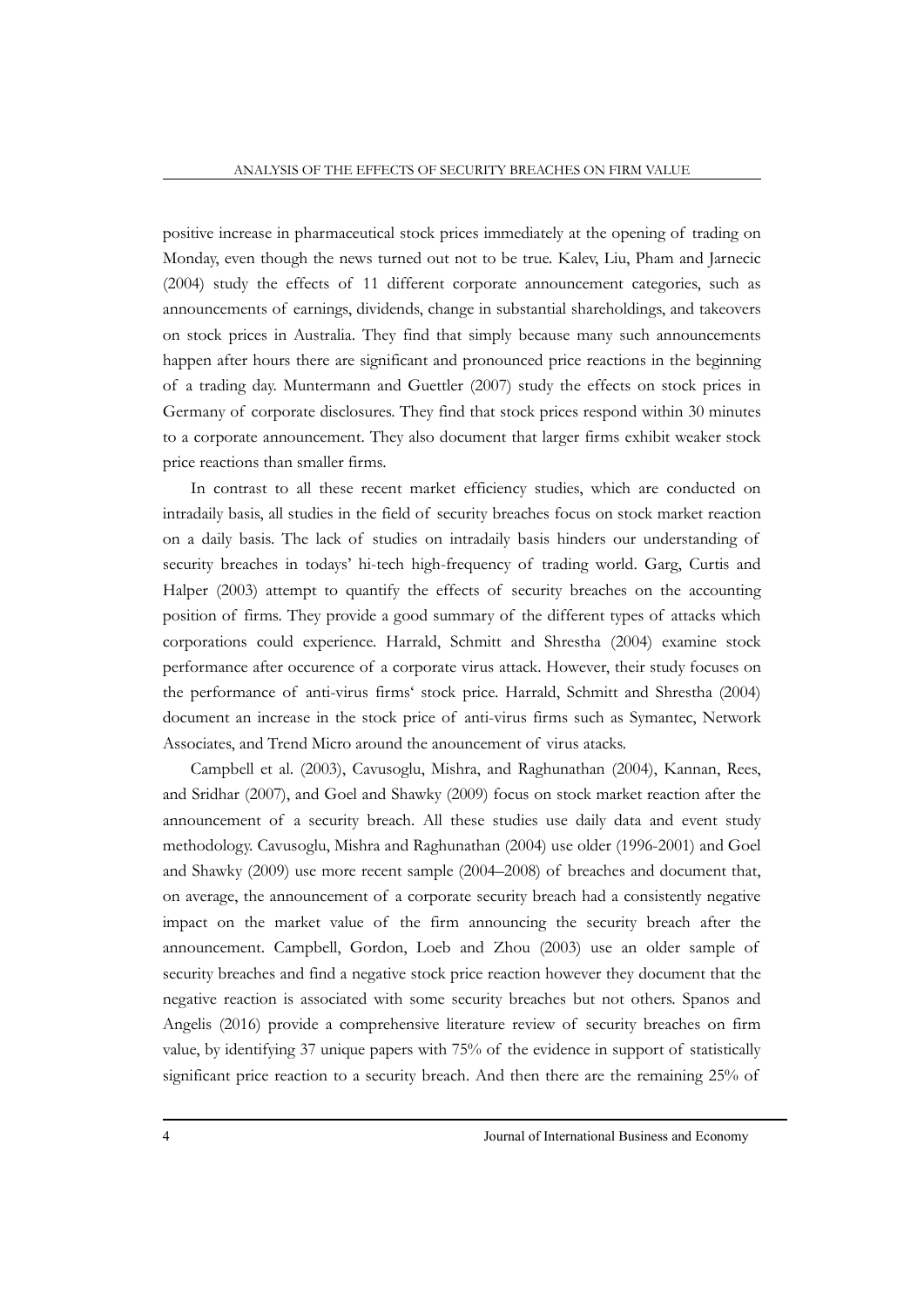positive increase in pharmaceutical stock prices immediately at the opening of trading on Monday, even though the news turned out not to be true. Kalev, Liu, Pham and Jarnecic (2004) study the effects of 11 different corporate announcement categories, such as announcements of earnings, dividends, change in substantial shareholdings, and takeovers on stock prices in Australia. They find that simply because many such announcements happen after hours there are significant and pronounced price reactions in the beginning of a trading day. Muntermann and Guettler (2007) study the effects on stock prices in Germany of corporate disclosures. They find that stock prices respond within 30 minutes to a corporate announcement. They also document that larger firms exhibit weaker stock price reactions than smaller firms.

In contrast to all these recent market efficiency studies, which are conducted on intradaily basis, all studies in the field of security breaches focus on stock market reaction on a daily basis. The lack of studies on intradaily basis hinders our understanding of security breaches in todays' hi-tech high-frequency of trading world. Garg, Curtis and Halper (2003) attempt to quantify the effects of security breaches on the accounting position of firms. They provide a good summary of the different types of attacks which corporations could experience. Harrald, Schmitt and Shrestha (2004) examine stock performance after occurence of a corporate virus attack. However, their study focuses on the performance of anti-virus firms' stock price. Harrald, Schmitt and Shrestha (2004) document an increase in the stock price of anti-virus firms such as Symantec, Network Associates, and Trend Micro around the anouncement of virus atacks.

Campbell et al. (2003), Cavusoglu, Mishra, and Raghunathan (2004), Kannan, Rees, and Sridhar (2007), and Goel and Shawky (2009) focus on stock market reaction after the announcement of a security breach. All these studies use daily data and event study methodology. Cavusoglu, Mishra and Raghunathan (2004) use older (1996-2001) and Goel and Shawky (2009) use more recent sample (2004–2008) of breaches and document that, on average, the announcement of a corporate security breach had a consistently negative impact on the market value of the firm announcing the security breach after the announcement. Campbell, Gordon, Loeb and Zhou (2003) use an older sample of security breaches and find a negative stock price reaction however they document that the negative reaction is associated with some security breaches but not others. Spanos and Angelis (2016) provide a comprehensive literature review of security breaches on firm value, by identifying 37 unique papers with 75% of the evidence in support of statistically significant price reaction to a security breach. And then there are the remaining 25% of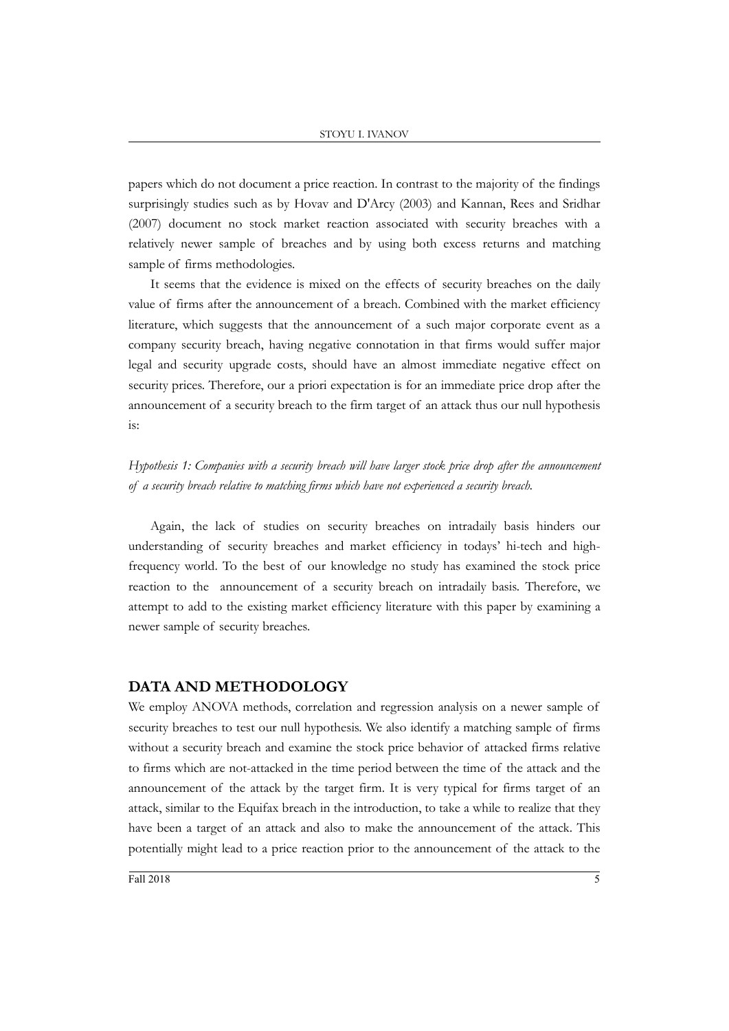papers which do not document a price reaction. In contrast to the majority of the findings surprisingly studies such as by Hovav and D'Arcy (2003) and Kannan, Rees and Sridhar (2007) document no stock market reaction associated with security breaches with a relatively newer sample of breaches and by using both excess returns and matching sample of firms methodologies.

It seems that the evidence is mixed on the effects of security breaches on the daily value of firms after the announcement of a breach. Combined with the market efficiency literature, which suggests that the announcement of a such major corporate event as a company security breach, having negative connotation in that firms would suffer major legal and security upgrade costs, should have an almost immediate negative effect on security prices. Therefore, our a priori expectation is for an immediate price drop after the announcement of a security breach to the firm target of an attack thus our null hypothesis is:

*Hypothesis 1: Companies with a security breach will have larger stock price drop after the announcement of a security breach relative to matching firms which have not experienced a security breach.*

Again, the lack of studies on security breaches on intradaily basis hinders our understanding of security breaches and market efficiency in todays' hi-tech and high-frequency world. To the best of our knowledge no study has examined the stock price reaction to the announcement of a security breach on intradaily basis. Therefore, we attempt to add to the existing market efficiency literature with this paper by examining a newer sample of security breaches.

## DATA AND METHODOLOGY

We employ ANOVA methods, correlation and regression analysis on a newer sample of security breaches to test our null hypothesis. We also identify a matching sample of firms without a security breach and examine the stock price behavior of attacked firms relative to firms which are not-attacked in the time period between the time of the attack and the announcement of the attack by the target firm. It is very typical for firms target of an attack, similar to the Equifax breach in the introduction, to take a while to realize that they have been a target of an attack and also to make the announcement of the attack. This potentially might lead to a price reaction prior to the announcement of the attack to the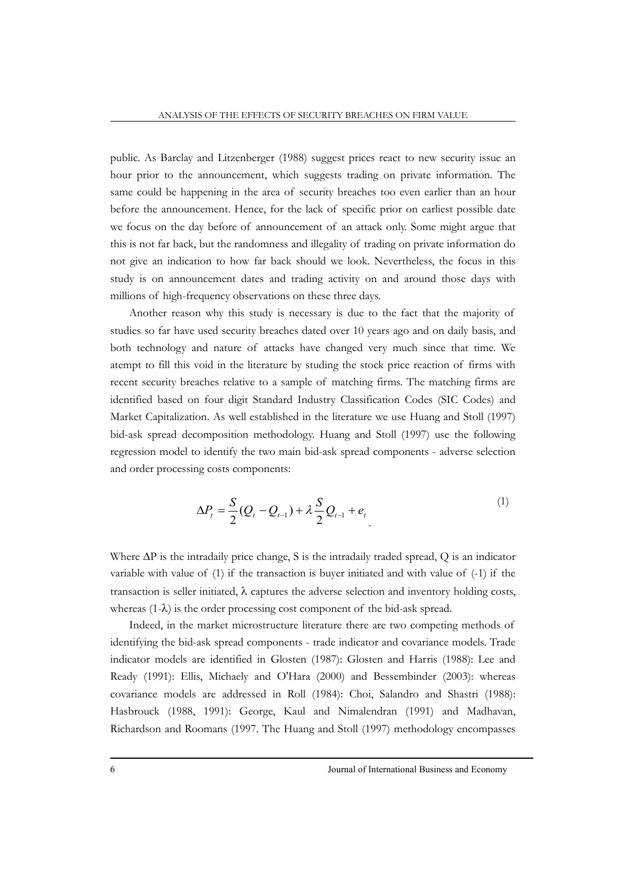public. As Barclay and Litzenberger (1988) suggest prices react to new security issue an hour prior to the announcement, which suggests trading on private information. The same could be happening in the area of security breaches too even earlier than an hour before the announcement. Hence, for the lack of specific prior on earliest possible date we focus on the day before of announcement of an attack only. Some might argue that this is not far back, but the randomness and illegality of trading on private information do not give an indication to how far back should we look. Nevertheless, the focus in this study is on announcement dates and trading activity on and around those days with millions of high-frequency observations on these three days.

Another reason why this study is necessary is due to the fact that the majority of studies so far have used security breaches dated over 10 years ago and on daily basis, and both technology and nature of attacks have changed very much since that time. We atempt to fill this void in the literature by studing the stock price reaction of firms with recent security breaches relative to a sample of matching firms. The matching firms are identified based on four digit Standard Industry Classification Codes (SIC Codes) and Market Capitalization. As well established in the literature we use Huang and Stoll (1997) bid-ask spread decomposition methodology. Huang and Stoll (1997) use the following regression model to identify the two main bid-ask spread components - adverse selection and order processing costs components:

$$\Delta P_t = \frac{S}{2}(Q_t - Q_{t-1}) + \lambda \frac{S}{2} Q_{t-1} + e_t \tag{1}$$

Where $\Delta P$ is the intradaily price change, S is the intradaily traded spread, Q is an indicator variable with value of (1) if the transaction is buyer initiated and with value of (-1) if the transaction is seller initiated, $\lambda$ captures the adverse selection and inventory holding costs, whereas $(1-\lambda)$ is the order processing cost component of the bid-ask spread.

Indeed, in the market microstructure literature there are two competing methods of identifying the bid-ask spread components - trade indicator and covariance models. Trade indicator models are identified in Glosten (1987): Glosten and Harris (1988): Lee and Ready (1991): Ellis, Michaely and O'Hara (2000) and Bessembinder (2003): whereas covariance models are addressed in Roll (1984): Choi, Salandro and Shastri (1988): Hasbrouck (1988, 1991): George, Kaul and Nimalendran (1991) and Madhavan, Richardson and Roomans (1997. The Huang and Stoll (1997) methodology encompasses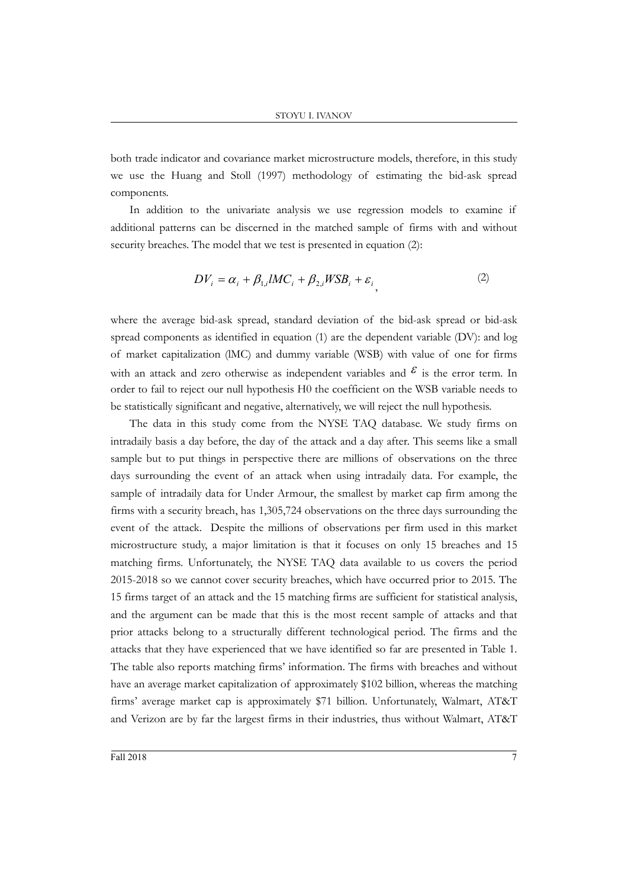both trade indicator and covariance market microstructure models, therefore, in this study we use the Huang and Stoll (1997) methodology of estimating the bid-ask spread components.

In addition to the univariate analysis we use regression models to examine if additional patterns can be discerned in the matched sample of firms with and without security breaches. The model that we test is presented in equation (2):

$$DV_i = \alpha_i + \beta_{1,i} lMC_i + \beta_{2,i} WSB_i + \varepsilon_i, \tag{2}$$

where the average bid-ask spread, standard deviation of the bid-ask spread or bid-ask spread components as identified in equation (1) are the dependent variable (DV): and log of market capitalization (lMC) and dummy variable (WSB) with value of one for firms with an attack and zero otherwise as independent variables and $\varepsilon$ is the error term. In order to fail to reject our null hypothesis H0 the coefficient on the WSB variable needs to be statistically significant and negative, alternatively, we will reject the null hypothesis.

The data in this study come from the NYSE TAQ database. We study firms on intradaily basis a day before, the day of the attack and a day after. This seems like a small sample but to put things in perspective there are millions of observations on the three days surrounding the event of an attack when using intradaily data. For example, the sample of intradaily data for Under Armour, the smallest by market cap firm among the firms with a security breach, has 1,305,724 observations on the three days surrounding the event of the attack. Despite the millions of observations per firm used in this market microstructure study, a major limitation is that it focuses on only 15 breaches and 15 matching firms. Unfortunately, the NYSE TAQ data available to us covers the period 2015-2018 so we cannot cover security breaches, which have occurred prior to 2015. The 15 firms target of an attack and the 15 matching firms are sufficient for statistical analysis, and the argument can be made that this is the most recent sample of attacks and that prior attacks belong to a structurally different technological period. The firms and the attacks that they have experienced that we have identified so far are presented in Table 1. The table also reports matching firms' information. The firms with breaches and without have an average market capitalization of approximately \$102 billion, whereas the matching firms' average market cap is approximately \$71 billion. Unfortunately, Walmart, AT&T and Verizon are by far the largest firms in their industries, thus without Walmart, AT&T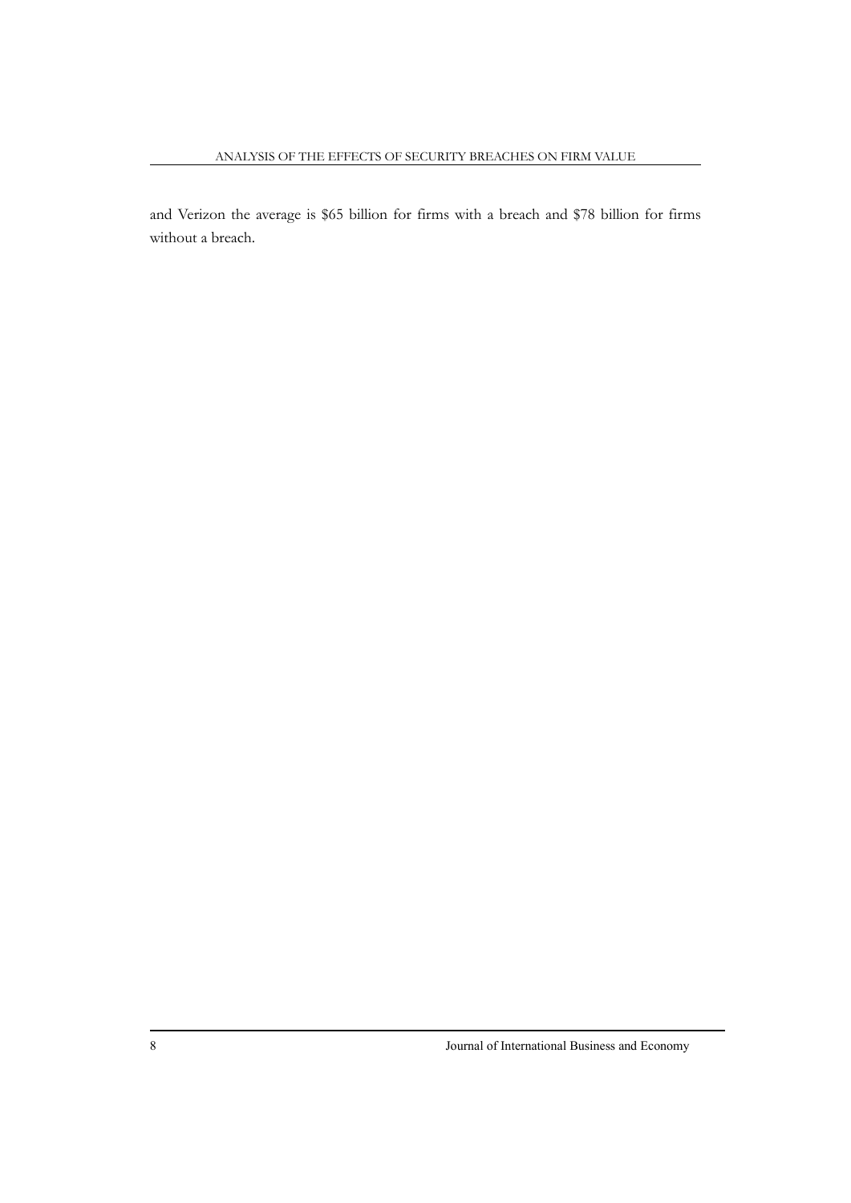and Verizon the average is $65 billion for firms with a breach and $78 billion for firms without a breach.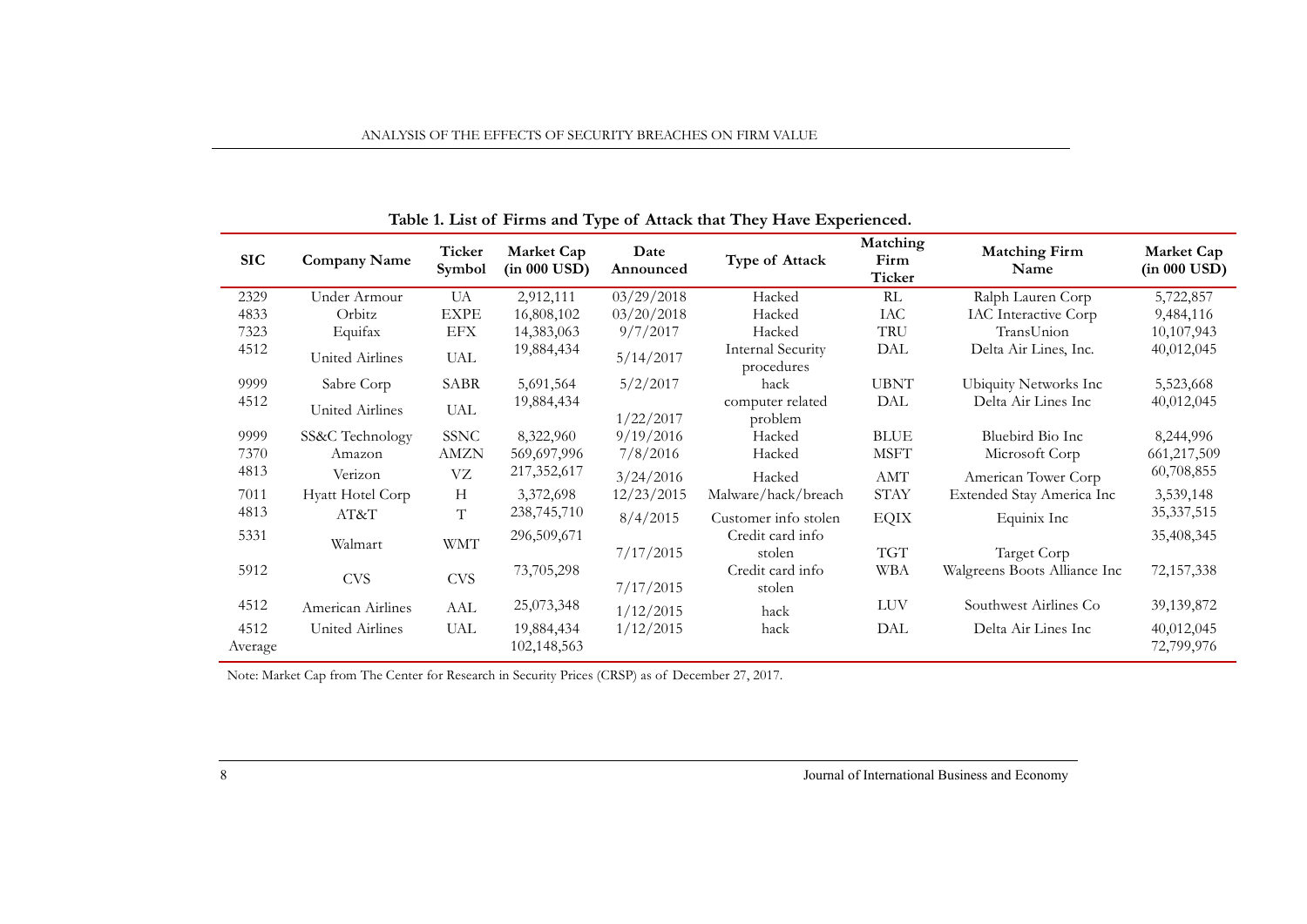**Table 1. List of Firms and Type of Attack that They Have Experienced.**

| SIC | Company Name | Ticker Symbol | Market Cap (in 000 USD) | Date Announced | Type of Attack | Matching Firm Ticker | Matching Firm Name | Market Cap (in 000 USD) |
|---|---|---|---|---|---|---|---|---|
| 2329 | Under Armour | UA | 2,912,111 | 03/29/2018 | Hacked | RL | Ralph Lauren Corp | 5,722,857 |
| 4833 | Orbitz | EXPE | 16,808,102 | 03/20/2018 | Hacked | IAC | IAC Interactive Corp | 9,484,116 |
| 7323 | Equifax | EFX | 14,383,063 | 9/7/2017 | Hacked | TRU | TransUnion | 10,107,943 |
| 4512 | United Airlines | UAL | 19,884,434 | 5/14/2017 | Internal Security procedures | DAL | Delta Air Lines, Inc. | 40,012,045 |
| 9999 | Sabre Corp | SABR | 5,691,564 | 5/2/2017 | hack | UBNT | Ubiquity Networks Inc | 5,523,668 |
| 4512 | United Airlines | UAL | 19,884,434 | 1/22/2017 | computer related problem | DAL | Delta Air Lines Inc | 40,012,045 |
| 9999 | SS&C Technology | SSNC | 8,322,960 | 9/19/2016 | Hacked | BLUE | Bluebird Bio Inc | 8,244,996 |
| 7370 | Amazon | AMZN | 569,697,996 | 7/8/2016 | Hacked | MSFT | Microsoft Corp | 661,217,509 |
| 4813 | Verizon | VZ | 217,352,617 | 3/24/2016 | Hacked | AMT | American Tower Corp | 60,708,855 |
| 7011 | Hyatt Hotel Corp | H | 3,372,698 | 12/23/2015 | Malware/hack/breach | STAY | Extended Stay America Inc | 3,539,148 |
| 4813 | AT&T | T | 238,745,710 | 8/4/2015 | Customer info stolen | EQIX | Equinix Inc | 35,337,515 |
| 5331 | Walmart | WMT | 296,509,671 | 7/17/2015 | Credit card info stolen | TGT | Target Corp | 35,408,345 |
| 5912 | CVS | CVS | 73,705,298 | 7/17/2015 | Credit card info stolen | WBA | Walgreens Boots Alliance Inc | 72,157,338 |
| 4512 | American Airlines | AAL | 25,073,348 | 1/12/2015 | hack | LUV | Southwest Airlines Co | 39,139,872 |
| 4512 | United Airlines | UAL | 19,884,434 | 1/12/2015 | hack | DAL | Delta Air Lines Inc | 40,012,045 |
| Average | | | 102,148,563 | | | | | 72,799,976 |

Note: Market Cap from The Center for Research in Security Prices (CRSP) as of December 27, 2017.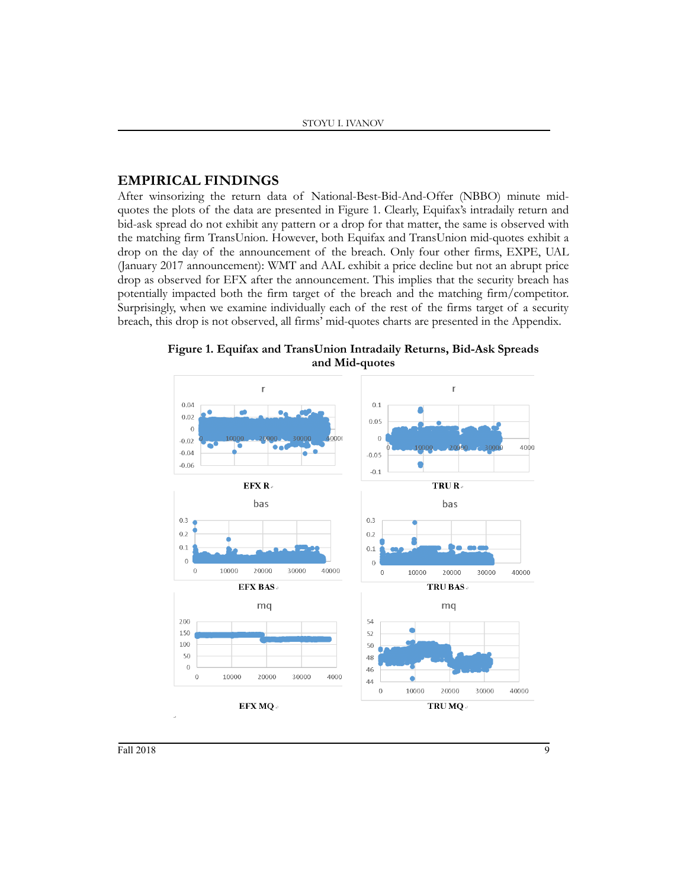## EMPIRICAL FINDINGS

After winsorizing the return data of National-Best-Bid-And-Offer (NBBO) minute mid-quotes the plots of the data are presented in Figure 1. Clearly, Equifax's intradaily return and bid-ask spread do not exhibit any pattern or a drop for that matter, the same is observed with the matching firm TransUnion. However, both Equifax and TransUnion mid-quotes exhibit a drop on the day of the announcement of the breach. Only four other firms, EXPE, UAL (January 2017 announcement): WMT and AAL exhibit a price decline but not an abrupt price drop as observed for EFX after the announcement. This implies that the security breach has potentially impacted both the firm target of the breach and the matching firm/competitor. Surprisingly, when we examine individually each of the rest of the firms target of a security breach, this drop is not observed, all firms' mid-quotes charts are presented in the Appendix.

**Figure 1. Equifax and TransUnion Intradaily Returns, Bid-Ask Spreads and Mid-quotes**

EFX R

TRU R

EFX BAS

TRU BAS

EFX MQ

TRU MQ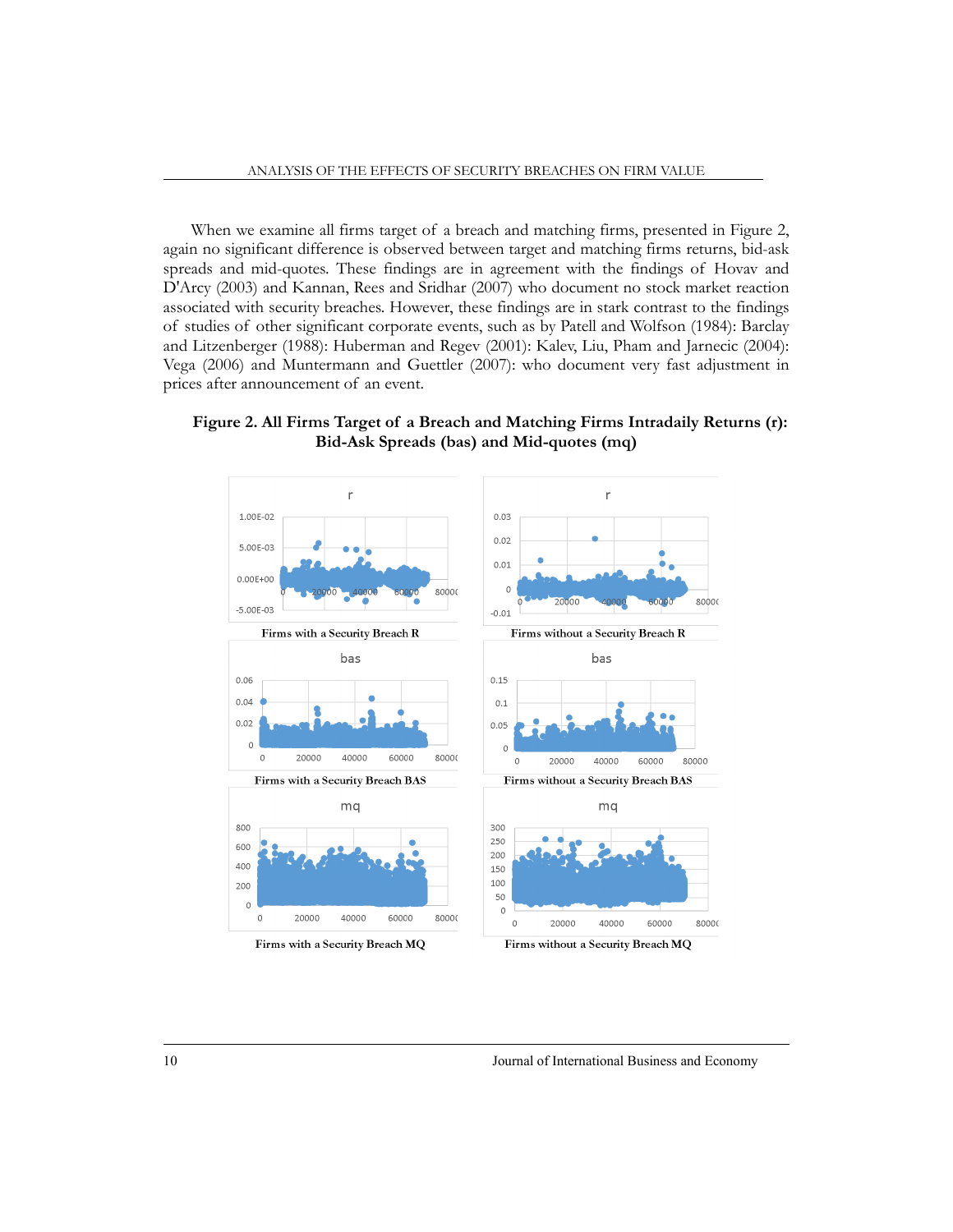When we examine all firms target of a breach and matching firms, presented in Figure 2, again no significant difference is observed between target and matching firms returns, bid-ask spreads and mid-quotes. These findings are in agreement with the findings of Hovav and D'Arcy (2003) and Kannan, Rees and Sridhar (2007) who document no stock market reaction associated with security breaches. However, these findings are in stark contrast to the findings of studies of other significant corporate events, such as by Patell and Wolfson (1984): Barclay and Litzenberger (1988): Huberman and Regev (2001): Kalev, Liu, Pham and Jarnecic (2004): Vega (2006) and Muntermann and Guettler (2007): who document very fast adjustment in prices after announcement of an event.

**Figure 2. All Firms Target of a Breach and Matching Firms Intradaily Returns (r): Bid-Ask Spreads (bas) and Mid-quotes (mq)**

Firms with a Security Breach R

Firms without a Security Breach R

Firms with a Security Breach BAS

Firms without a Security Breach BAS

Firms with a Security Breach MQ

Firms without a Security Breach MQ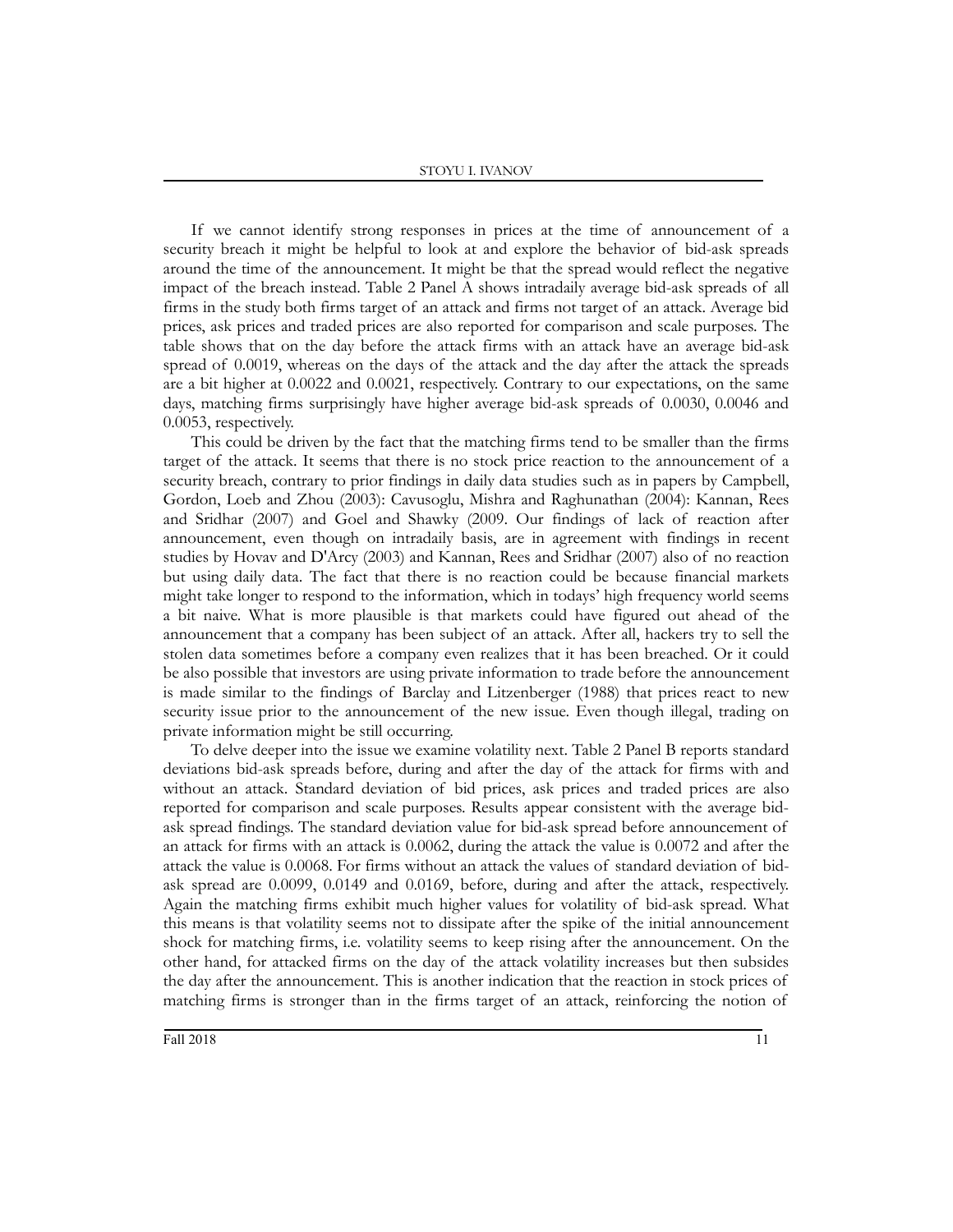If we cannot identify strong responses in prices at the time of announcement of a security breach it might be helpful to look at and explore the behavior of bid-ask spreads around the time of the announcement. It might be that the spread would reflect the negative impact of the breach instead. Table 2 Panel A shows intradaily average bid-ask spreads of all firms in the study both firms target of an attack and firms not target of an attack. Average bid prices, ask prices and traded prices are also reported for comparison and scale purposes. The table shows that on the day before the attack firms with an attack have an average bid-ask spread of 0.0019, whereas on the days of the attack and the day after the attack the spreads are a bit higher at 0.0022 and 0.0021, respectively. Contrary to our expectations, on the same days, matching firms surprisingly have higher average bid-ask spreads of 0.0030, 0.0046 and 0.0053, respectively.

This could be driven by the fact that the matching firms tend to be smaller than the firms target of the attack. It seems that there is no stock price reaction to the announcement of a security breach, contrary to prior findings in daily data studies such as in papers by Campbell, Gordon, Loeb and Zhou (2003): Cavusoglu, Mishra and Raghunathan (2004): Kannan, Rees and Sridhar (2007) and Goel and Shawky (2009. Our findings of lack of reaction after announcement, even though on intradaily basis, are in agreement with findings in recent studies by Hovav and D'Arcy (2003) and Kannan, Rees and Sridhar (2007) also of no reaction but using daily data. The fact that there is no reaction could be because financial markets might take longer to respond to the information, which in todays' high frequency world seems a bit naive. What is more plausible is that markets could have figured out ahead of the announcement that a company has been subject of an attack. After all, hackers try to sell the stolen data sometimes before a company even realizes that it has been breached. Or it could be also possible that investors are using private information to trade before the announcement is made similar to the findings of Barclay and Litzenberger (1988) that prices react to new security issue prior to the announcement of the new issue. Even though illegal, trading on private information might be still occurring.

To delve deeper into the issue we examine volatility next. Table 2 Panel B reports standard deviations bid-ask spreads before, during and after the day of the attack for firms with and without an attack. Standard deviation of bid prices, ask prices and traded prices are also reported for comparison and scale purposes. Results appear consistent with the average bid-ask spread findings. The standard deviation value for bid-ask spread before announcement of an attack for firms with an attack is 0.0062, during the attack the value is 0.0072 and after the attack the value is 0.0068. For firms without an attack the values of standard deviation of bid-ask spread are 0.0099, 0.0149 and 0.0169, before, during and after the attack, respectively. Again the matching firms exhibit much higher values for volatility of bid-ask spread. What this means is that volatility seems not to dissipate after the spike of the initial announcement shock for matching firms, i.e. volatility seems to keep rising after the announcement. On the other hand, for attacked firms on the day of the attack volatility increases but then subsides the day after the announcement. This is another indication that the reaction in stock prices of matching firms is stronger than in the firms target of an attack, reinforcing the notion of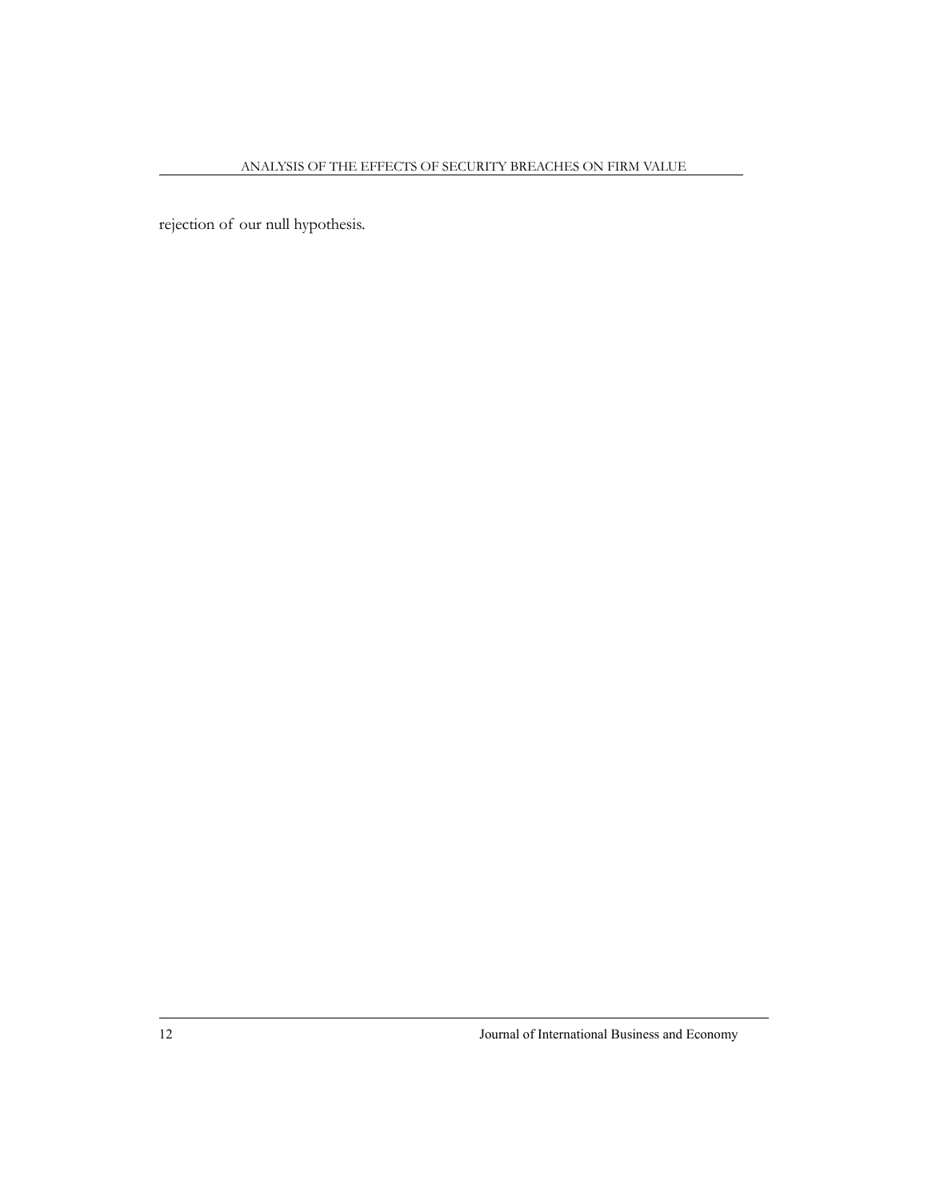rejection of our null hypothesis.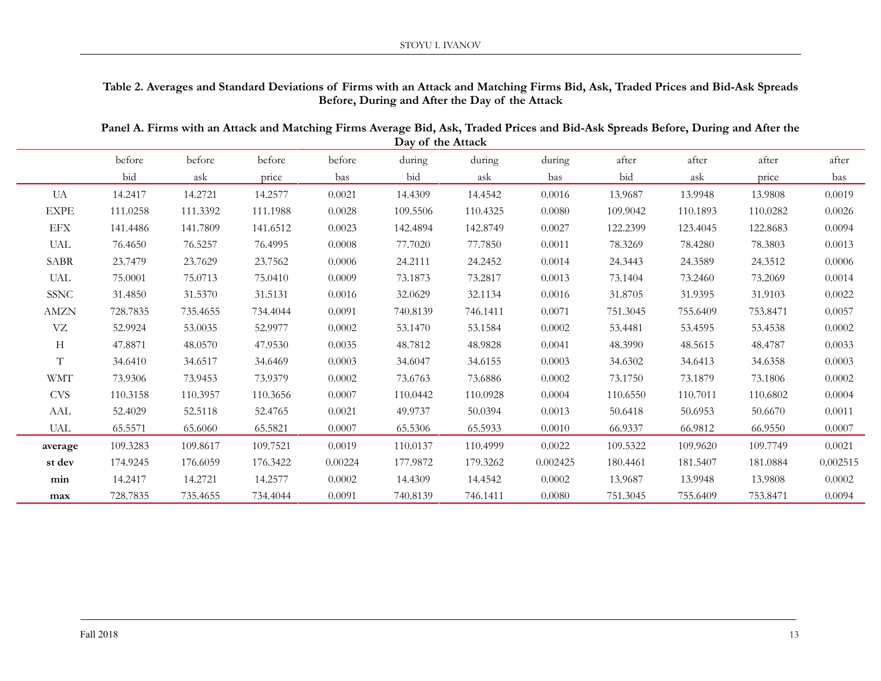**Table 2. Averages and Standard Deviations of Firms with an Attack and Matching Firms Bid, Ask, Traded Prices and Bid-Ask Spreads Before, During and After the Day of the Attack**

**Panel A. Firms with an Attack and Matching Firms Average Bid, Ask, Traded Prices and Bid-Ask Spreads Before, During and After the Day of the Attack**

| | before bid | before ask | before price | before bas | during bid | during ask | during bas | after bid | after ask | after price | after bas |
|---|---|---|---|---|---|---|---|---|---|---|---|
| UA | 14.2417 | 14.2721 | 14.2577 | 0.0021 | 14.4309 | 14.4542 | 0.0016 | 13.9687 | 13.9948 | 13.9808 | 0.0019 |
| EXPE | 111.0258 | 111.3392 | 111.1988 | 0.0028 | 109.5506 | 110.4325 | 0.0080 | 109.9042 | 110.1893 | 110.0282 | 0.0026 |
| EFX | 141.4486 | 141.7809 | 141.6512 | 0.0023 | 142.4894 | 142.8749 | 0.0027 | 122.2399 | 123.4045 | 122.8683 | 0.0094 |
| UAL | 76.4650 | 76.5257 | 76.4995 | 0.0008 | 77.7020 | 77.7850 | 0.0011 | 78.3269 | 78.4280 | 78.3803 | 0.0013 |
| SABR | 23.7479 | 23.7629 | 23.7562 | 0.0006 | 24.2111 | 24.2452 | 0.0014 | 24.3443 | 24.3589 | 24.3512 | 0.0006 |
| UAL | 75.0001 | 75.0713 | 75.0410 | 0.0009 | 73.1873 | 73.2817 | 0.0013 | 73.1404 | 73.2460 | 73.2069 | 0.0014 |
| SSNC | 31.4850 | 31.5370 | 31.5131 | 0.0016 | 32.0629 | 32.1134 | 0.0016 | 31.8705 | 31.9395 | 31.9103 | 0.0022 |
| AMZN | 728.7835 | 735.4655 | 734.4044 | 0.0091 | 740.8139 | 746.1411 | 0.0071 | 751.3045 | 755.6409 | 753.8471 | 0.0057 |
| VZ | 52.9924 | 53.0035 | 52.9977 | 0.0002 | 53.1470 | 53.1584 | 0.0002 | 53.4481 | 53.4595 | 53.4538 | 0.0002 |
| H | 47.8871 | 48.0570 | 47.9530 | 0.0035 | 48.7812 | 48.9828 | 0.0041 | 48.3990 | 48.5615 | 48.4787 | 0.0033 |
| T | 34.6410 | 34.6517 | 34.6469 | 0.0003 | 34.6047 | 34.6155 | 0.0003 | 34.6302 | 34.6413 | 34.6358 | 0.0003 |
| WMT | 73.9306 | 73.9453 | 73.9379 | 0.0002 | 73.6763 | 73.6886 | 0.0002 | 73.1750 | 73.1879 | 73.1806 | 0.0002 |
| CVS | 110.3158 | 110.3957 | 110.3656 | 0.0007 | 110.0442 | 110.0928 | 0.0004 | 110.6550 | 110.7011 | 110.6802 | 0.0004 |
| AAL | 52.4029 | 52.5118 | 52.4765 | 0.0021 | 49.9737 | 50.0394 | 0.0013 | 50.6418 | 50.6953 | 50.6670 | 0.0011 |
| UAL | 65.5571 | 65.6060 | 65.5821 | 0.0007 | 65.5306 | 65.5933 | 0.0010 | 66.9337 | 66.9812 | 66.9550 | 0.0007 |
| **average** | 109.3283 | 109.8617 | 109.7521 | 0.0019 | 110.0137 | 110.4999 | 0.0022 | 109.5322 | 109.9620 | 109.7749 | 0.0021 |
| **st dev** | 174.9245 | 176.6059 | 176.3422 | 0.00224 | 177.9872 | 179.3262 | 0.002425 | 180.4461 | 181.5407 | 181.0884 | 0.002515 |
| **min** | 14.2417 | 14.2721 | 14.2577 | 0.0002 | 14.4309 | 14.4542 | 0.0002 | 13.9687 | 13.9948 | 13.9808 | 0.0002 |
| **max** | 728.7835 | 735.4655 | 734.4044 | 0.0091 | 740.8139 | 746.1411 | 0.0080 | 751.3045 | 755.6409 | 753.8471 | 0.0094 |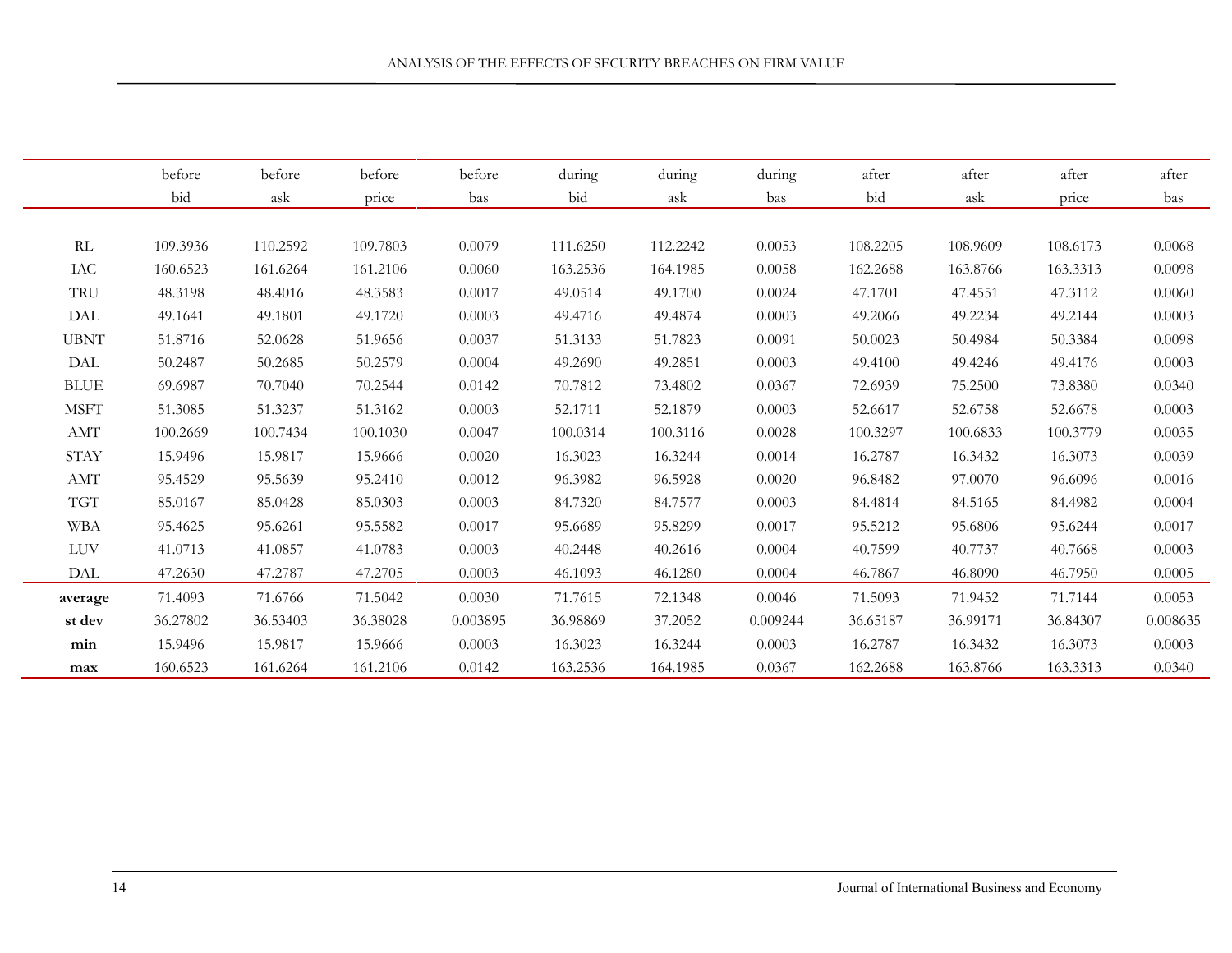| | before bid | before ask | before price | before bas | during bid | during ask | during bas | after bid | after ask | after price | after bas |
|---|---|---|---|---|---|---|---|---|---|---|---|
| RL | 109.3936 | 110.2592 | 109.7803 | 0.0079 | 111.6250 | 112.2242 | 0.0053 | 108.2205 | 108.9609 | 108.6173 | 0.0068 |
| IAC | 160.6523 | 161.6264 | 161.2106 | 0.0060 | 163.2536 | 164.1985 | 0.0058 | 162.2688 | 163.8766 | 163.3313 | 0.0098 |
| TRU | 48.3198 | 48.4016 | 48.3583 | 0.0017 | 49.0514 | 49.1700 | 0.0024 | 47.1701 | 47.4551 | 47.3112 | 0.0060 |
| DAL | 49.1641 | 49.1801 | 49.1720 | 0.0003 | 49.4716 | 49.4874 | 0.0003 | 49.2066 | 49.2234 | 49.2144 | 0.0003 |
| UBNT | 51.8716 | 52.0628 | 51.9656 | 0.0037 | 51.3133 | 51.7823 | 0.0091 | 50.0023 | 50.4984 | 50.3384 | 0.0098 |
| DAL | 50.2487 | 50.2685 | 50.2579 | 0.0004 | 49.2690 | 49.2851 | 0.0003 | 49.4100 | 49.4246 | 49.4176 | 0.0003 |
| BLUE | 69.6987 | 70.7040 | 70.2544 | 0.0142 | 70.7812 | 73.4802 | 0.0367 | 72.6939 | 75.2500 | 73.8380 | 0.0340 |
| MSFT | 51.3085 | 51.3237 | 51.3162 | 0.0003 | 52.1711 | 52.1879 | 0.0003 | 52.6617 | 52.6758 | 52.6678 | 0.0003 |
| AMT | 100.2669 | 100.7434 | 100.1030 | 0.0047 | 100.0314 | 100.3116 | 0.0028 | 100.3297 | 100.6833 | 100.3779 | 0.0035 |
| STAY | 15.9496 | 15.9817 | 15.9666 | 0.0020 | 16.3023 | 16.3244 | 0.0014 | 16.2787 | 16.3432 | 16.3073 | 0.0039 |
| AMT | 95.4529 | 95.5639 | 95.2410 | 0.0012 | 96.3982 | 96.5928 | 0.0020 | 96.8482 | 97.0070 | 96.6096 | 0.0016 |
| TGT | 85.0167 | 85.0428 | 85.0303 | 0.0003 | 84.7320 | 84.7577 | 0.0003 | 84.4814 | 84.5165 | 84.4982 | 0.0004 |
| WBA | 95.4625 | 95.6261 | 95.5582 | 0.0017 | 95.6689 | 95.8299 | 0.0017 | 95.5212 | 95.6806 | 95.6244 | 0.0017 |
| LUV | 41.0713 | 41.0857 | 41.0783 | 0.0003 | 40.2448 | 40.2616 | 0.0004 | 40.7599 | 40.7737 | 40.7668 | 0.0003 |
| DAL | 47.2630 | 47.2787 | 47.2705 | 0.0003 | 46.1093 | 46.1280 | 0.0004 | 46.7867 | 46.8090 | 46.7950 | 0.0005 |
| **average** | 71.4093 | 71.6766 | 71.5042 | 0.0030 | 71.7615 | 72.1348 | 0.0046 | 71.5093 | 71.9452 | 71.7144 | 0.0053 |
| **st dev** | 36.27802 | 36.53403 | 36.38028 | 0.003895 | 36.98869 | 37.2052 | 0.009244 | 36.65187 | 36.99171 | 36.84307 | 0.008635 |
| **min** | 15.9496 | 15.9817 | 15.9666 | 0.0003 | 16.3023 | 16.3244 | 0.0003 | 16.2787 | 16.3432 | 16.3073 | 0.0003 |
| **max** | 160.6523 | 161.6264 | 161.2106 | 0.0142 | 163.2536 | 164.1985 | 0.0367 | 162.2688 | 163.8766 | 163.3313 | 0.0340 |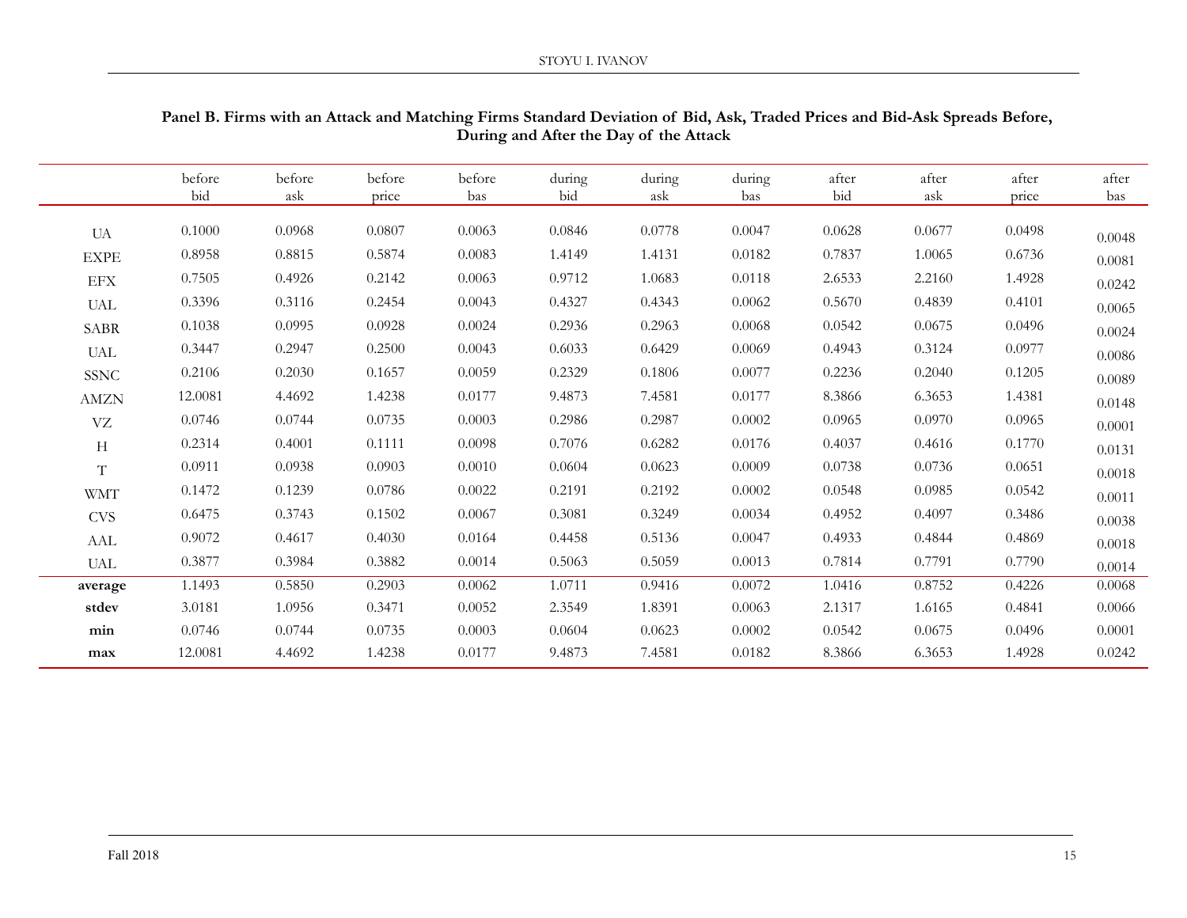**Panel B. Firms with an Attack and Matching Firms Standard Deviation of Bid, Ask, Traded Prices and Bid-Ask Spreads Before, During and After the Day of the Attack**

| | before bid | before ask | before price | before bas | during bid | during ask | during bas | after bid | after ask | after price | after bas |
|---|---|---|---|---|---|---|---|---|---|---|---|
| UA | 0.1000 | 0.0968 | 0.0807 | 0.0063 | 0.0846 | 0.0778 | 0.0047 | 0.0628 | 0.0677 | 0.0498 | 0.0048 |
| EXPE | 0.8958 | 0.8815 | 0.5874 | 0.0083 | 1.4149 | 1.4131 | 0.0182 | 0.7837 | 1.0065 | 0.6736 | 0.0081 |
| EFX | 0.7505 | 0.4926 | 0.2142 | 0.0063 | 0.9712 | 1.0683 | 0.0118 | 2.6533 | 2.2160 | 1.4928 | 0.0242 |
| UAL | 0.3396 | 0.3116 | 0.2454 | 0.0043 | 0.4327 | 0.4343 | 0.0062 | 0.5670 | 0.4839 | 0.4101 | 0.0065 |
| SABR | 0.1038 | 0.0995 | 0.0928 | 0.0024 | 0.2936 | 0.2963 | 0.0068 | 0.0542 | 0.0675 | 0.0496 | 0.0024 |
| UAL | 0.3447 | 0.2947 | 0.2500 | 0.0043 | 0.6033 | 0.6429 | 0.0069 | 0.4943 | 0.3124 | 0.0977 | 0.0086 |
| SSNC | 0.2106 | 0.2030 | 0.1657 | 0.0059 | 0.2329 | 0.1806 | 0.0077 | 0.2236 | 0.2040 | 0.1205 | 0.0089 |
| AMZN | 12.0081 | 4.4692 | 1.4238 | 0.0177 | 9.4873 | 7.4581 | 0.0177 | 8.3866 | 6.3653 | 1.4381 | 0.0148 |
| VZ | 0.0746 | 0.0744 | 0.0735 | 0.0003 | 0.2986 | 0.2987 | 0.0002 | 0.0965 | 0.0970 | 0.0965 | 0.0001 |
| H | 0.2314 | 0.4001 | 0.1111 | 0.0098 | 0.7076 | 0.6282 | 0.0176 | 0.4037 | 0.4616 | 0.1770 | 0.0131 |
| T | 0.0911 | 0.0938 | 0.0903 | 0.0010 | 0.0604 | 0.0623 | 0.0009 | 0.0738 | 0.0736 | 0.0651 | 0.0018 |
| WMT | 0.1472 | 0.1239 | 0.0786 | 0.0022 | 0.2191 | 0.2192 | 0.0002 | 0.0548 | 0.0985 | 0.0542 | 0.0011 |
| CVS | 0.6475 | 0.3743 | 0.1502 | 0.0067 | 0.3081 | 0.3249 | 0.0034 | 0.4952 | 0.4097 | 0.3486 | 0.0038 |
| AAL | 0.9072 | 0.4617 | 0.4030 | 0.0164 | 0.4458 | 0.5136 | 0.0047 | 0.4933 | 0.4844 | 0.4869 | 0.0018 |
| UAL | 0.3877 | 0.3984 | 0.3882 | 0.0014 | 0.5063 | 0.5059 | 0.0013 | 0.7814 | 0.7791 | 0.7790 | 0.0014 |
| **average** | 1.1493 | 0.5850 | 0.2903 | 0.0062 | 1.0711 | 0.9416 | 0.0072 | 1.0416 | 0.8752 | 0.4226 | 0.0068 |
| **stdev** | 3.0181 | 1.0956 | 0.3471 | 0.0052 | 2.3549 | 1.8391 | 0.0063 | 2.1317 | 1.6165 | 0.4841 | 0.0066 |
| **min** | 0.0746 | 0.0744 | 0.0735 | 0.0003 | 0.0604 | 0.0623 | 0.0002 | 0.0542 | 0.0675 | 0.0496 | 0.0001 |
| **max** | 12.0081 | 4.4692 | 1.4238 | 0.0177 | 9.4873 | 7.4581 | 0.0182 | 8.3866 | 6.3653 | 1.4928 | 0.0242 |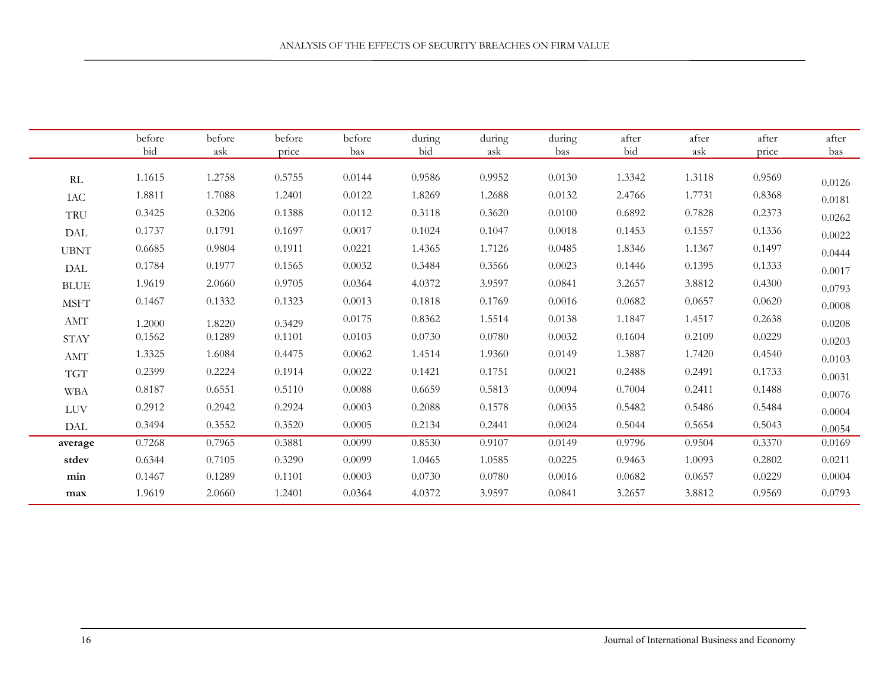| | before bid | before ask | before price | before bas | during bid | during ask | during bas | after bid | after ask | after price | after bas |
|---|---|---|---|---|---|---|---|---|---|---|---|
| RL | 1.1615 | 1.2758 | 0.5755 | 0.0144 | 0.9586 | 0.9952 | 0.0130 | 1.3342 | 1.3118 | 0.9569 | 0.0126 |
| IAC | 1.8811 | 1.7088 | 1.2401 | 0.0122 | 1.8269 | 1.2688 | 0.0132 | 2.4766 | 1.7731 | 0.8368 | 0.0181 |
| TRU | 0.3425 | 0.3206 | 0.1388 | 0.0112 | 0.3118 | 0.3620 | 0.0100 | 0.6892 | 0.7828 | 0.2373 | 0.0262 |
| DAL | 0.1737 | 0.1791 | 0.1697 | 0.0017 | 0.1024 | 0.1047 | 0.0018 | 0.1453 | 0.1557 | 0.1336 | 0.0022 |
| UBNT | 0.6685 | 0.9804 | 0.1911 | 0.0221 | 1.4365 | 1.7126 | 0.0485 | 1.8346 | 1.1367 | 0.1497 | 0.0444 |
| DAL | 0.1784 | 0.1977 | 0.1565 | 0.0032 | 0.3484 | 0.3566 | 0.0023 | 0.1446 | 0.1395 | 0.1333 | 0.0017 |
| BLUE | 1.9619 | 2.0660 | 0.9705 | 0.0364 | 4.0372 | 3.9597 | 0.0841 | 3.2657 | 3.8812 | 0.4300 | 0.0793 |
| MSFT | 0.1467 | 0.1332 | 0.1323 | 0.0013 | 0.1818 | 0.1769 | 0.0016 | 0.0682 | 0.0657 | 0.0620 | 0.0008 |
| AMT | 1.2000 | 1.8220 | 0.3429 | 0.0175 | 0.8362 | 1.5514 | 0.0138 | 1.1847 | 1.4517 | 0.2638 | 0.0208 |
| STAY | 0.1562 | 0.1289 | 0.1101 | 0.0103 | 0.0730 | 0.0780 | 0.0032 | 0.1604 | 0.2109 | 0.0229 | 0.0203 |
| AMT | 1.3325 | 1.6084 | 0.4475 | 0.0062 | 1.4514 | 1.9360 | 0.0149 | 1.3887 | 1.7420 | 0.4540 | 0.0103 |
| TGT | 0.2399 | 0.2224 | 0.1914 | 0.0022 | 0.1421 | 0.1751 | 0.0021 | 0.2488 | 0.2491 | 0.1733 | 0.0031 |
| WBA | 0.8187 | 0.6551 | 0.5110 | 0.0088 | 0.6659 | 0.5813 | 0.0094 | 0.7004 | 0.2411 | 0.1488 | 0.0076 |
| LUV | 0.2912 | 0.2942 | 0.2924 | 0.0003 | 0.2088 | 0.1578 | 0.0035 | 0.5482 | 0.5486 | 0.5484 | 0.0004 |
| DAL | 0.3494 | 0.3552 | 0.3520 | 0.0005 | 0.2134 | 0.2441 | 0.0024 | 0.5044 | 0.5654 | 0.5043 | 0.0054 |
| **average** | 0.7268 | 0.7965 | 0.3881 | 0.0099 | 0.8530 | 0.9107 | 0.0149 | 0.9796 | 0.9504 | 0.3370 | 0.0169 |
| **stdev** | 0.6344 | 0.7105 | 0.3290 | 0.0099 | 1.0465 | 1.0585 | 0.0225 | 0.9463 | 1.0093 | 0.2802 | 0.0211 |
| **min** | 0.1467 | 0.1289 | 0.1101 | 0.0003 | 0.0730 | 0.0780 | 0.0016 | 0.0682 | 0.0657 | 0.0229 | 0.0004 |
| **max** | 1.9619 | 2.0660 | 1.2401 | 0.0364 | 4.0372 | 3.9597 | 0.0841 | 3.2657 | 3.8812 | 0.9569 | 0.0793 |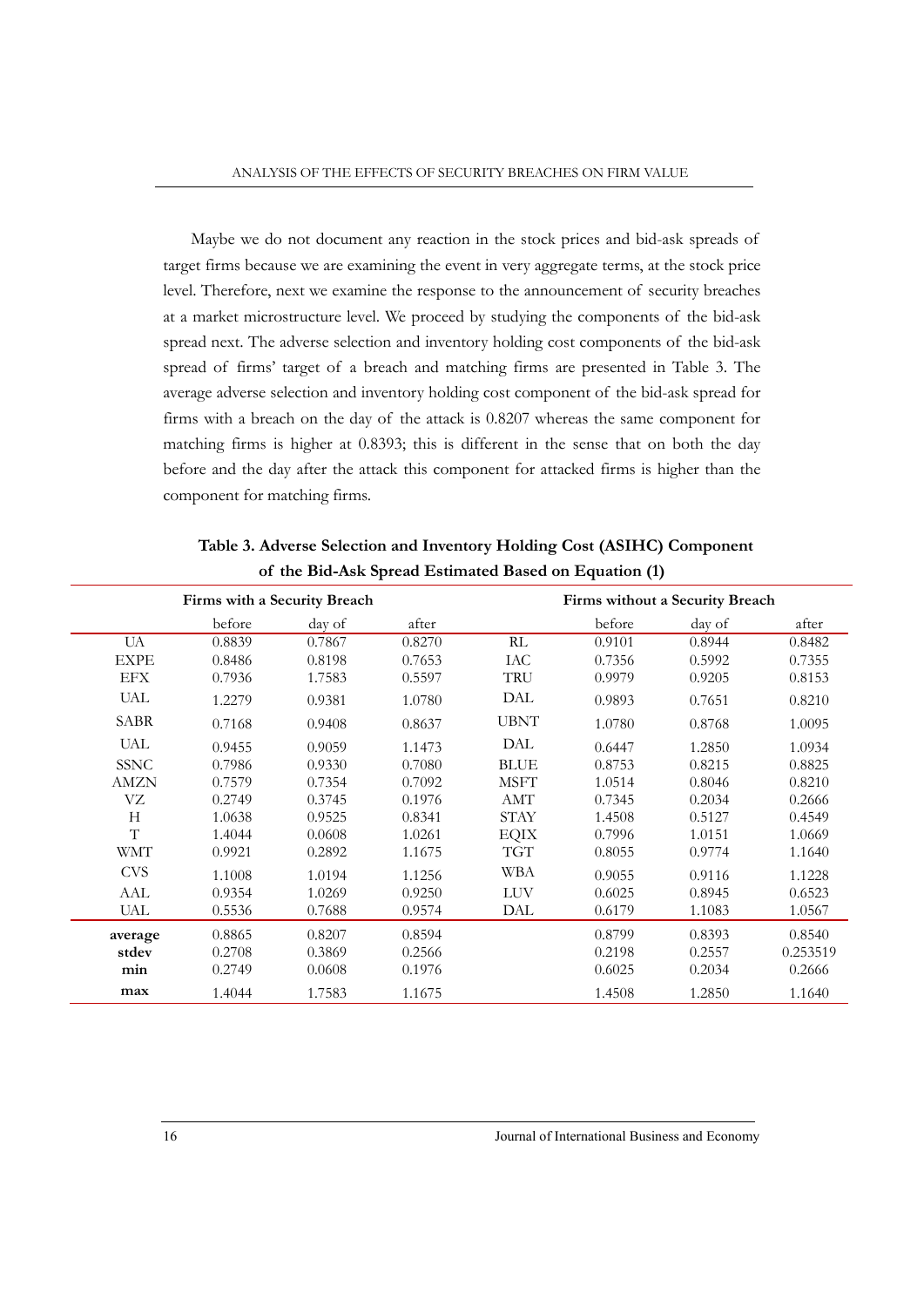Maybe we do not document any reaction in the stock prices and bid-ask spreads of target firms because we are examining the event in very aggregate terms, at the stock price level. Therefore, next we examine the response to the announcement of security breaches at a market microstructure level. We proceed by studying the components of the bid-ask spread next. The adverse selection and inventory holding cost components of the bid-ask spread of firms' target of a breach and matching firms are presented in Table 3. The average adverse selection and inventory holding cost component of the bid-ask spread for firms with a breach on the day of the attack is 0.8207 whereas the same component for matching firms is higher at 0.8393; this is different in the sense that on both the day before and the day after the attack this component for attacked firms is higher than the component for matching firms.

**Table 3. Adverse Selection and Inventory Holding Cost (ASIHC) Component of the Bid-Ask Spread Estimated Based on Equation (1)**

| Firms with a Security Breach | | | | Firms without a Security Breach | | | |
|---|---|---|---|---|---|---|---|
| | before | day of | after | | before | day of | after |
| UA | 0.8839 | 0.7867 | 0.8270 | RL | 0.9101 | 0.8944 | 0.8482 |
| EXPE | 0.8486 | 0.8198 | 0.7653 | IAC | 0.7356 | 0.5992 | 0.7355 |
| EFX | 0.7936 | 1.7583 | 0.5597 | TRU | 0.9979 | 0.9205 | 0.8153 |
| UAL | 1.2279 | 0.9381 | 1.0780 | DAL | 0.9893 | 0.7651 | 0.8210 |
| SABR | 0.7168 | 0.9408 | 0.8637 | UBNT | 1.0780 | 0.8768 | 1.0095 |
| UAL | 0.9455 | 0.9059 | 1.1473 | DAL | 0.6447 | 1.2850 | 1.0934 |
| SSNC | 0.7986 | 0.9330 | 0.7080 | BLUE | 0.8753 | 0.8215 | 0.8825 |
| AMZN | 0.7579 | 0.7354 | 0.7092 | MSFT | 1.0514 | 0.8046 | 0.8210 |
| VZ | 0.2749 | 0.3745 | 0.1976 | AMT | 0.7345 | 0.2034 | 0.2666 |
| H | 1.0638 | 0.9525 | 0.8341 | STAY | 1.4508 | 0.5127 | 0.4549 |
| T | 1.4044 | 0.0608 | 1.0261 | EQIX | 0.7996 | 1.0151 | 1.0669 |
| WMT | 0.9921 | 0.2892 | 1.1675 | TGT | 0.8055 | 0.9774 | 1.1640 |
| CVS | 1.1008 | 1.0194 | 1.1256 | WBA | 0.9055 | 0.9116 | 1.1228 |
| AAL | 0.9354 | 1.0269 | 0.9250 | LUV | 0.6025 | 0.8945 | 0.6523 |
| UAL | 0.5536 | 0.7688 | 0.9574 | DAL | 0.6179 | 1.1083 | 1.0567 |
| **average** | 0.8865 | 0.8207 | 0.8594 | | 0.8799 | 0.8393 | 0.8540 |
| **stdev** | 0.2708 | 0.3869 | 0.2566 | | 0.2198 | 0.2557 | 0.253519 |
| **min** | 0.2749 | 0.0608 | 0.1976 | | 0.6025 | 0.2034 | 0.2666 |
| **max** | 1.4044 | 1.7583 | 1.1675 | | 1.4508 | 1.2850 | 1.1640 |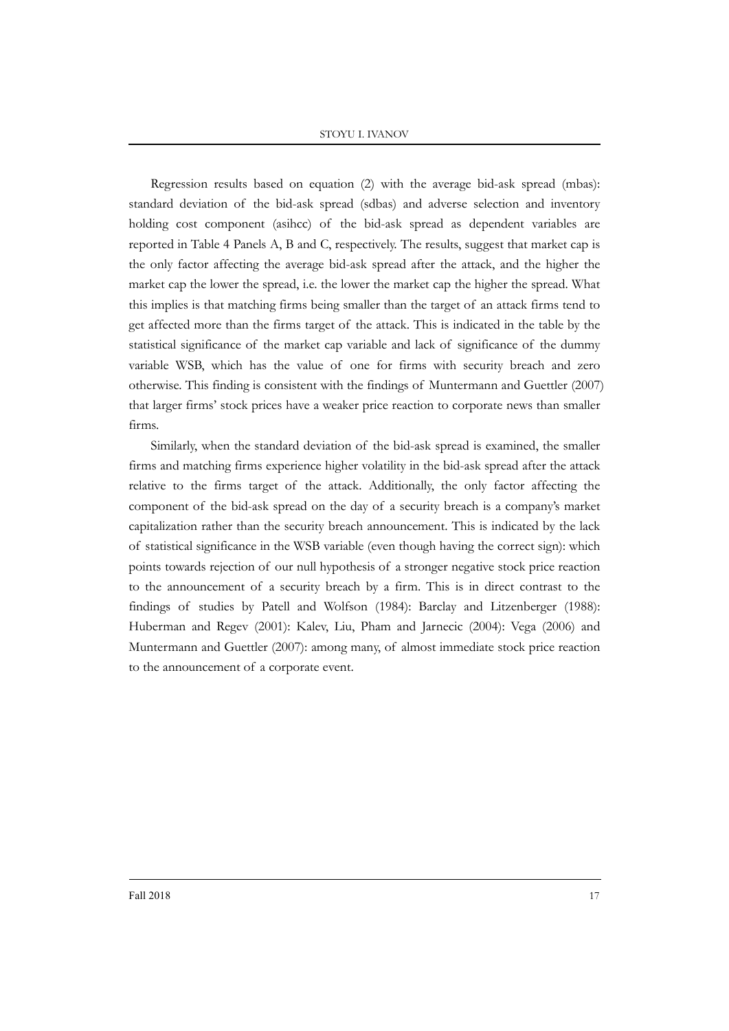Regression results based on equation (2) with the average bid-ask spread (mbas): standard deviation of the bid-ask spread (sdbas) and adverse selection and inventory holding cost component (asihcc) of the bid-ask spread as dependent variables are reported in Table 4 Panels A, B and C, respectively. The results, suggest that market cap is the only factor affecting the average bid-ask spread after the attack, and the higher the market cap the lower the spread, i.e. the lower the market cap the higher the spread. What this implies is that matching firms being smaller than the target of an attack firms tend to get affected more than the firms target of the attack. This is indicated in the table by the statistical significance of the market cap variable and lack of significance of the dummy variable WSB, which has the value of one for firms with security breach and zero otherwise. This finding is consistent with the findings of Muntermann and Guettler (2007) that larger firms' stock prices have a weaker price reaction to corporate news than smaller firms.

Similarly, when the standard deviation of the bid-ask spread is examined, the smaller firms and matching firms experience higher volatility in the bid-ask spread after the attack relative to the firms target of the attack. Additionally, the only factor affecting the component of the bid-ask spread on the day of a security breach is a company's market capitalization rather than the security breach announcement. This is indicated by the lack of statistical significance in the WSB variable (even though having the correct sign): which points towards rejection of our null hypothesis of a stronger negative stock price reaction to the announcement of a security breach by a firm. This is in direct contrast to the findings of studies by Patell and Wolfson (1984): Barclay and Litzenberger (1988): Huberman and Regev (2001): Kalev, Liu, Pham and Jarnecic (2004): Vega (2006) and Muntermann and Guettler (2007): among many, of almost immediate stock price reaction to the announcement of a corporate event.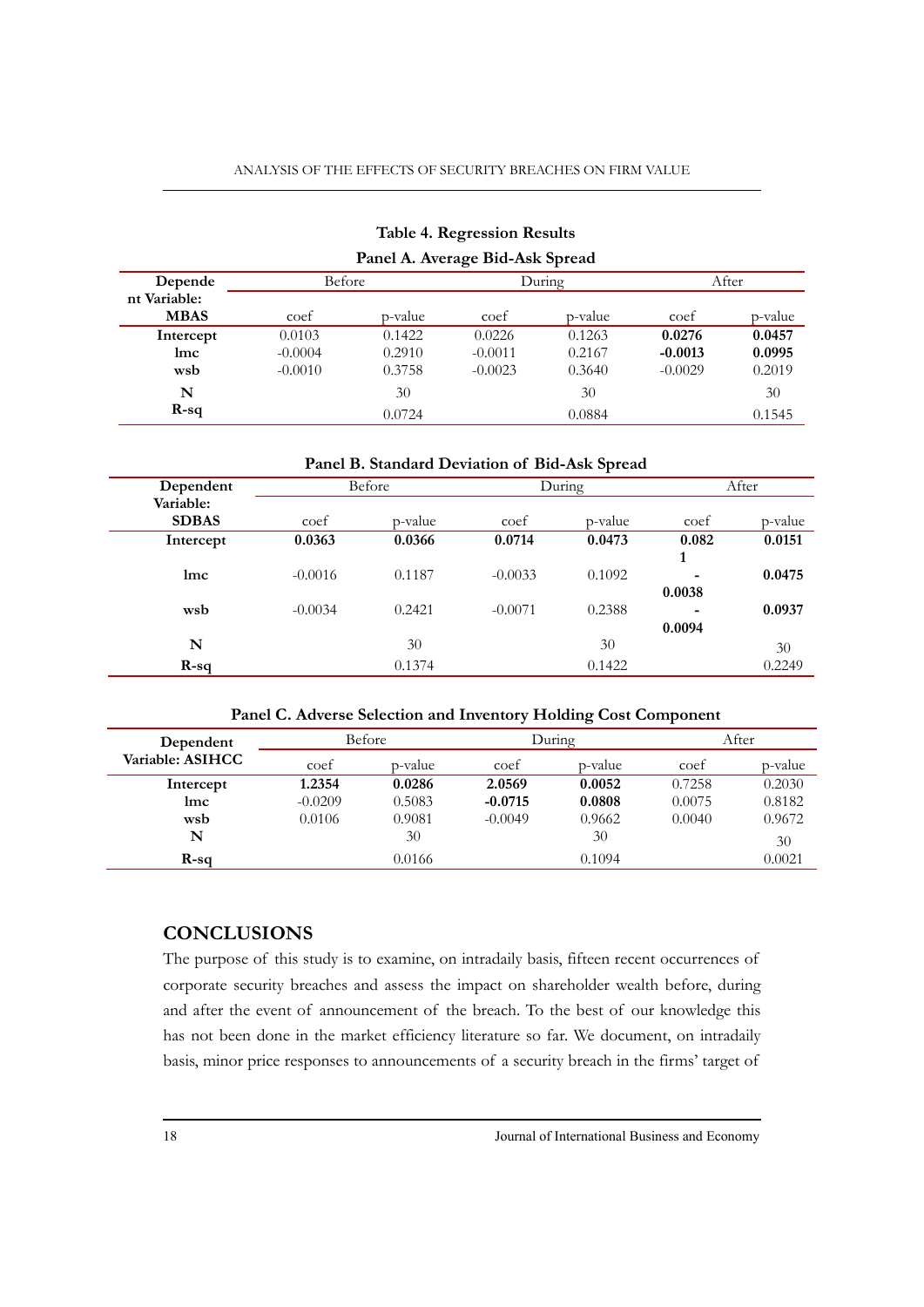**Table 4. Regression Results**

**Panel A. Average Bid-Ask Spread**

| Dependent Variable: MBAS | Before | | During | | After | |
|---|---|---|---|---|---|---|
| | coef | p-value | coef | p-value | coef | p-value |
| **Intercept** | 0.0103 | 0.1422 | 0.0226 | 0.1263 | **0.0276** | **0.0457** |
| **lmc** | -0.0004 | 0.2910 | -0.0011 | 0.2167 | **-0.0013** | **0.0995** |
| **wsb** | -0.0010 | 0.3758 | -0.0023 | 0.3640 | -0.0029 | 0.2019 |
| **N** | | 30 | | 30 | | 30 |
| **R-sq** | | 0.0724 | | 0.0884 | | 0.1545 |

**Panel B. Standard Deviation of Bid-Ask Spread**

| Dependent Variable: SDBAS | Before | | During | | After | |
|---|---|---|---|---|---|---|
| | coef | p-value | coef | p-value | coef | p-value |
| **Intercept** | **0.0363** | **0.0366** | **0.0714** | **0.0473** | **0.0821** | **0.0151** |
| **lmc** | -0.0016 | 0.1187 | -0.0033 | 0.1092 | **-0.0038** | **0.0475** |
| **wsb** | -0.0034 | 0.2421 | -0.0071 | 0.2388 | **-0.0094** | **0.0937** |
| **N** | | 30 | | 30 | | 30 |
| **R-sq** | | 0.1374 | | 0.1422 | | 0.2249 |

**Panel C. Adverse Selection and Inventory Holding Cost Component**

| Dependent Variable: ASIHCC | Before | | During | | After | |
|---|---|---|---|---|---|---|
| | coef | p-value | coef | p-value | coef | p-value |
| **Intercept** | **1.2354** | **0.0286** | **2.0569** | **0.0052** | 0.7258 | 0.2030 |
| **lmc** | -0.0209 | 0.5083 | **-0.0715** | **0.0808** | 0.0075 | 0.8182 |
| **wsb** | 0.0106 | 0.9081 | -0.0049 | 0.9662 | 0.0040 | 0.9672 |
| **N** | | 30 | | 30 | | 30 |
| **R-sq** | | 0.0166 | | 0.1094 | | 0.0021 |

## CONCLUSIONS

The purpose of this study is to examine, on intradaily basis, fifteen recent occurrences of corporate security breaches and assess the impact on shareholder wealth before, during and after the event of announcement of the breach. To the best of our knowledge this has not been done in the market efficiency literature so far. We document, on intradaily basis, minor price responses to announcements of a security breach in the firms' target of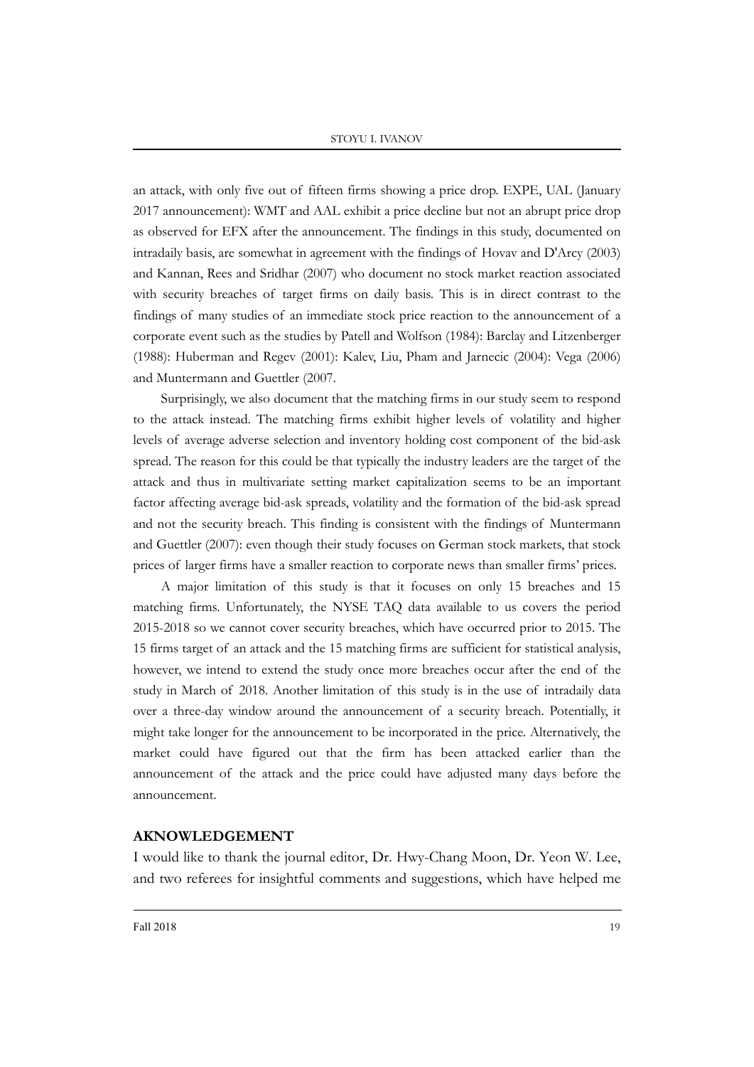an attack, with only five out of fifteen firms showing a price drop. EXPE, UAL (January 2017 announcement): WMT and AAL exhibit a price decline but not an abrupt price drop as observed for EFX after the announcement. The findings in this study, documented on intradaily basis, are somewhat in agreement with the findings of Hovav and D'Arcy (2003) and Kannan, Rees and Sridhar (2007) who document no stock market reaction associated with security breaches of target firms on daily basis. This is in direct contrast to the findings of many studies of an immediate stock price reaction to the announcement of a corporate event such as the studies by Patell and Wolfson (1984): Barclay and Litzenberger (1988): Huberman and Regev (2001): Kalev, Liu, Pham and Jarnecic (2004): Vega (2006) and Muntermann and Guettler (2007.

Surprisingly, we also document that the matching firms in our study seem to respond to the attack instead. The matching firms exhibit higher levels of volatility and higher levels of average adverse selection and inventory holding cost component of the bid-ask spread. The reason for this could be that typically the industry leaders are the target of the attack and thus in multivariate setting market capitalization seems to be an important factor affecting average bid-ask spreads, volatility and the formation of the bid-ask spread and not the security breach. This finding is consistent with the findings of Muntermann and Guettler (2007): even though their study focuses on German stock markets, that stock prices of larger firms have a smaller reaction to corporate news than smaller firms' prices.

A major limitation of this study is that it focuses on only 15 breaches and 15 matching firms. Unfortunately, the NYSE TAQ data available to us covers the period 2015-2018 so we cannot cover security breaches, which have occurred prior to 2015. The 15 firms target of an attack and the 15 matching firms are sufficient for statistical analysis, however, we intend to extend the study once more breaches occur after the end of the study in March of 2018. Another limitation of this study is in the use of intradaily data over a three-day window around the announcement of a security breach. Potentially, it might take longer for the announcement to be incorporated in the price. Alternatively, the market could have figured out that the firm has been attacked earlier than the announcement of the attack and the price could have adjusted many days before the announcement.

## AKNOWLEDGEMENT

I would like to thank the journal editor, Dr. Hwy-Chang Moon, Dr. Yeon W. Lee, and two referees for insightful comments and suggestions, which have helped me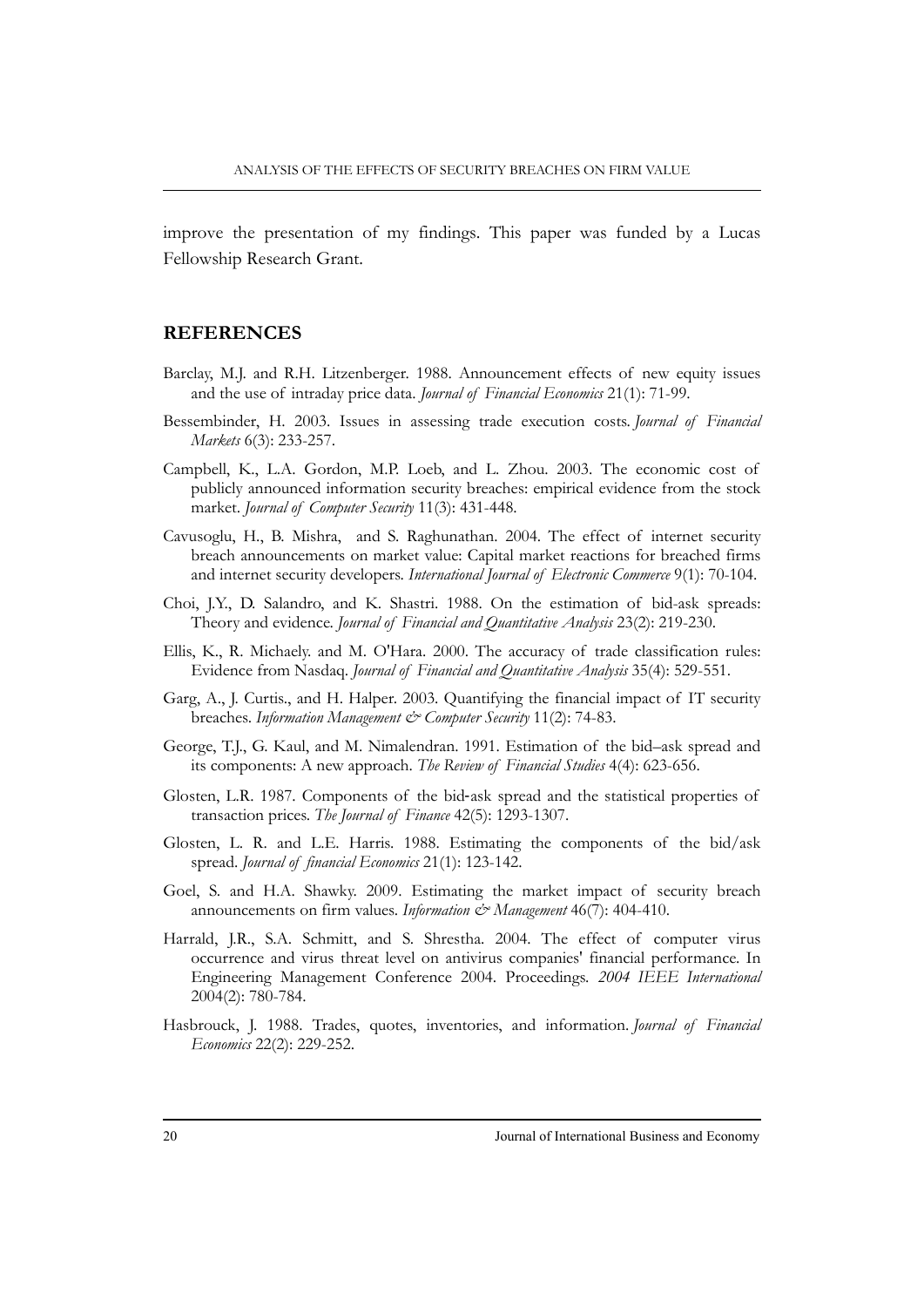improve the presentation of my findings. This paper was funded by a Lucas Fellowship Research Grant.

## REFERENCES

Barclay, M.J. and R.H. Litzenberger. 1988. Announcement effects of new equity issues and the use of intraday price data. *Journal of Financial Economics* 21(1): 71-99.

Bessembinder, H. 2003. Issues in assessing trade execution costs. *Journal of Financial Markets* 6(3): 233-257.

Campbell, K., L.A. Gordon, M.P. Loeb, and L. Zhou. 2003. The economic cost of publicly announced information security breaches: empirical evidence from the stock market. *Journal of Computer Security* 11(3): 431-448.

Cavusoglu, H., B. Mishra, and S. Raghunathan. 2004. The effect of internet security breach announcements on market value: Capital market reactions for breached firms and internet security developers. *International Journal of Electronic Commerce* 9(1): 70-104.

Choi, J.Y., D. Salandro, and K. Shastri. 1988. On the estimation of bid-ask spreads: Theory and evidence. *Journal of Financial and Quantitative Analysis* 23(2): 219-230.

Ellis, K., R. Michaely. and M. O'Hara. 2000. The accuracy of trade classification rules: Evidence from Nasdaq. *Journal of Financial and Quantitative Analysis* 35(4): 529-551.

Garg, A., J. Curtis., and H. Halper. 2003. Quantifying the financial impact of IT security breaches. *Information Management & Computer Security* 11(2): 74-83.

George, T.J., G. Kaul, and M. Nimalendran. 1991. Estimation of the bid–ask spread and its components: A new approach. *The Review of Financial Studies* 4(4): 623-656.

Glosten, L.R. 1987. Components of the bid-ask spread and the statistical properties of transaction prices. *The Journal of Finance* 42(5): 1293-1307.

Glosten, L. R. and L.E. Harris. 1988. Estimating the components of the bid/ask spread. *Journal of financial Economics* 21(1): 123-142.

Goel, S. and H.A. Shawky. 2009. Estimating the market impact of security breach announcements on firm values. *Information & Management* 46(7): 404-410.

Harrald, J.R., S.A. Schmitt, and S. Shrestha. 2004. The effect of computer virus occurrence and virus threat level on antivirus companies' financial performance. In Engineering Management Conference 2004. Proceedings. *2004 IEEE International* 2004(2): 780-784.

Hasbrouck, J. 1988. Trades, quotes, inventories, and information. *Journal of Financial Economics* 22(2): 229-252.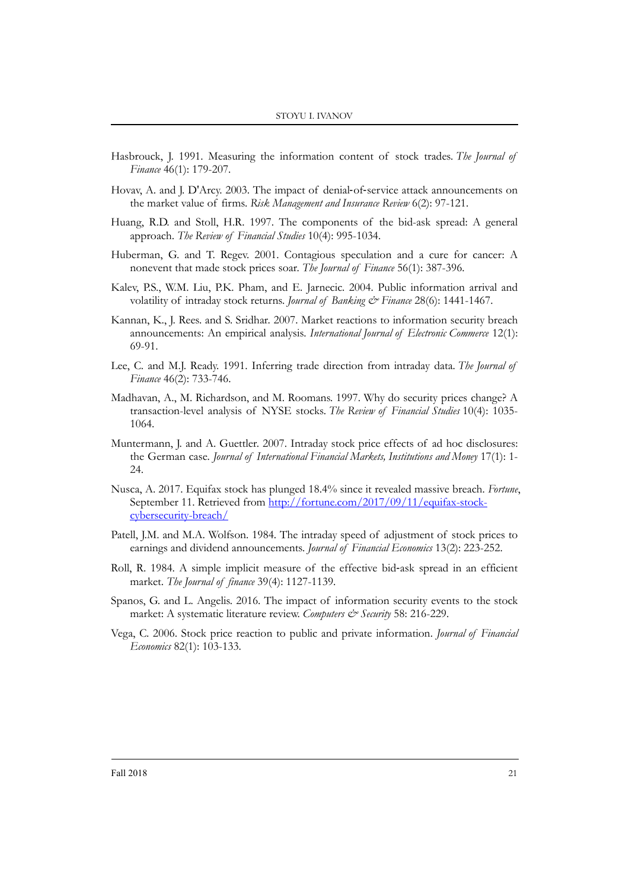Hasbrouck, J. 1991. Measuring the information content of stock trades. *The Journal of Finance* 46(1): 179-207.

Hovav, A. and J. D'Arcy. 2003. The impact of denial-of-service attack announcements on the market value of firms. *Risk Management and Insurance Review* 6(2): 97-121.

Huang, R.D. and Stoll, H.R. 1997. The components of the bid-ask spread: A general approach. *The Review of Financial Studies* 10(4): 995-1034.

Huberman, G. and T. Regev. 2001. Contagious speculation and a cure for cancer: A nonevent that made stock prices soar. *The Journal of Finance* 56(1): 387-396.

Kalev, P.S., W.M. Liu, P.K. Pham, and E. Jarnecic. 2004. Public information arrival and volatility of intraday stock returns. *Journal of Banking & Finance* 28(6): 1441-1467.

Kannan, K., J. Rees. and S. Sridhar. 2007. Market reactions to information security breach announcements: An empirical analysis. *International Journal of Electronic Commerce* 12(1): 69-91.

Lee, C. and M.J. Ready. 1991. Inferring trade direction from intraday data. *The Journal of Finance* 46(2): 733-746.

Madhavan, A., M. Richardson, and M. Roomans. 1997. Why do security prices change? A transaction-level analysis of NYSE stocks. *The Review of Financial Studies* 10(4): 1035-1064.

Muntermann, J. and A. Guettler. 2007. Intraday stock price effects of ad hoc disclosures: the German case. *Journal of International Financial Markets, Institutions and Money* 17(1): 1-24.

Nusca, A. 2017. Equifax stock has plunged 18.4% since it revealed massive breach. *Fortune*, September 11. Retrieved from http://fortune.com/2017/09/11/equifax-stock-cybersecurity-breach/

Patell, J.M. and M.A. Wolfson. 1984. The intraday speed of adjustment of stock prices to earnings and dividend announcements. *Journal of Financial Economics* 13(2): 223-252.

Roll, R. 1984. A simple implicit measure of the effective bid-ask spread in an efficient market. *The Journal of finance* 39(4): 1127-1139.

Spanos, G. and L. Angelis. 2016. The impact of information security events to the stock market: A systematic literature review. *Computers & Security* 58: 216-229.

Vega, C. 2006. Stock price reaction to public and private information. *Journal of Financial Economics* 82(1): 103-133.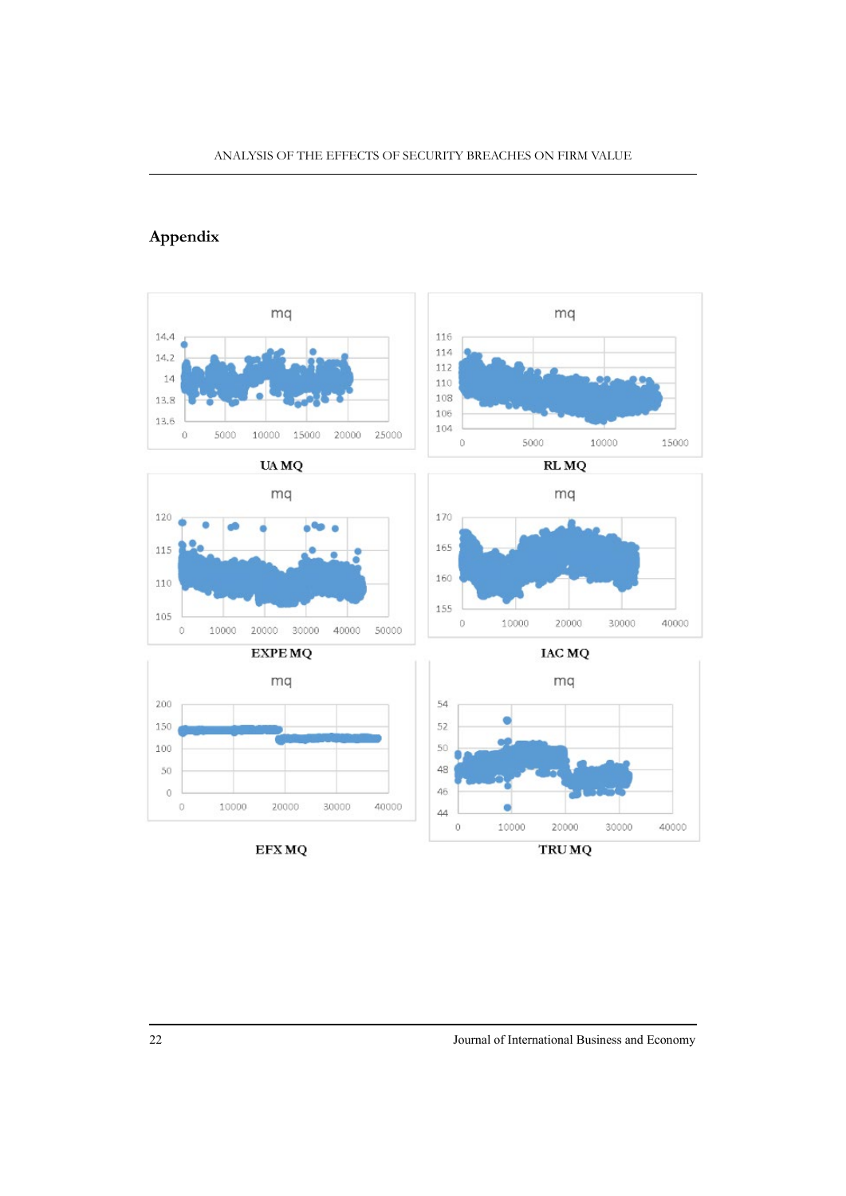## Appendix

UA MQ

RL MQ

EXPE MQ

IAC MQ

EFX MQ

TRU MQ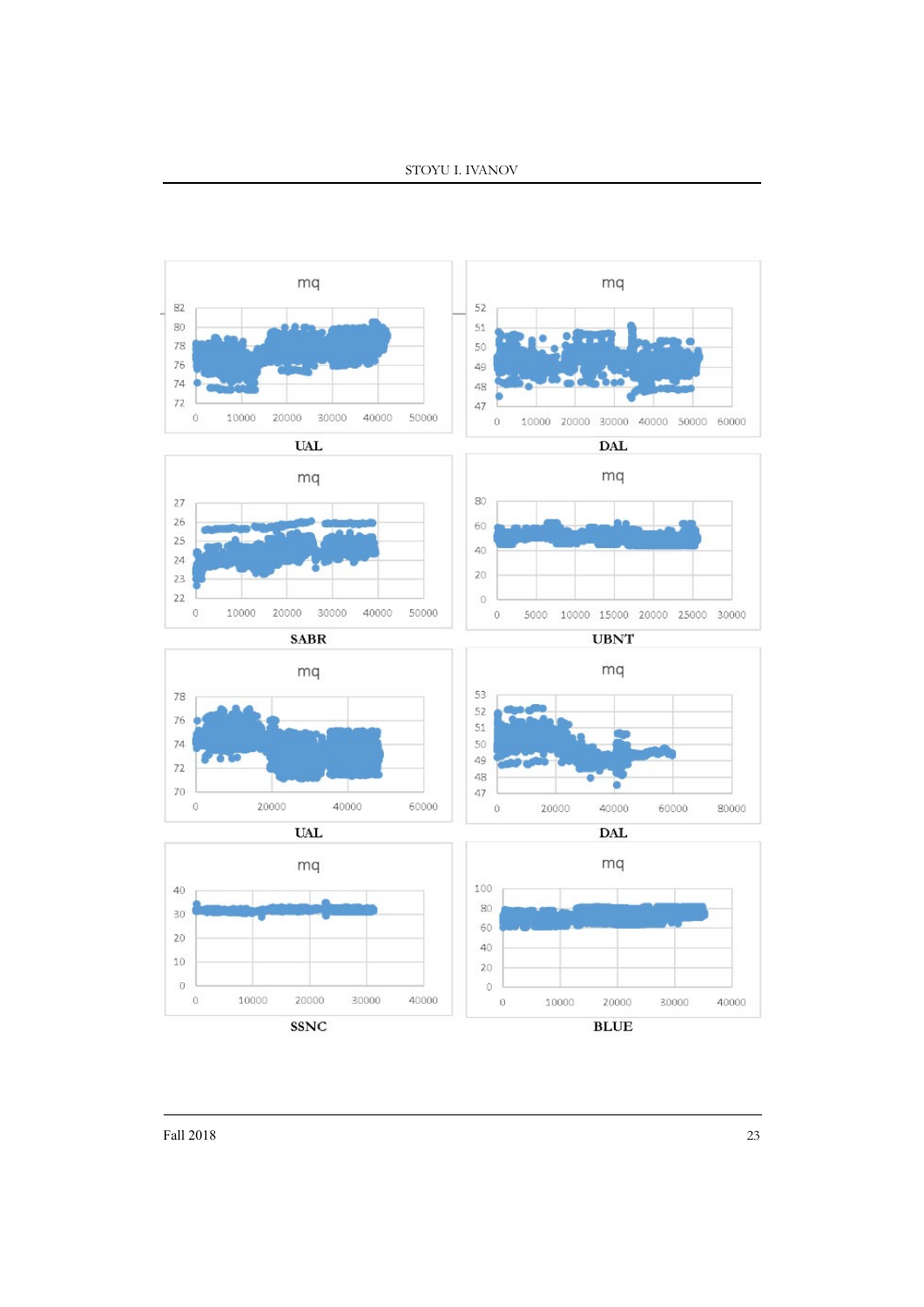mq

UAL

mq

DAL

mq

SABR

mq

UBNT

mq

UAL

mq

DAL

mq

SSNC

mq

BLUE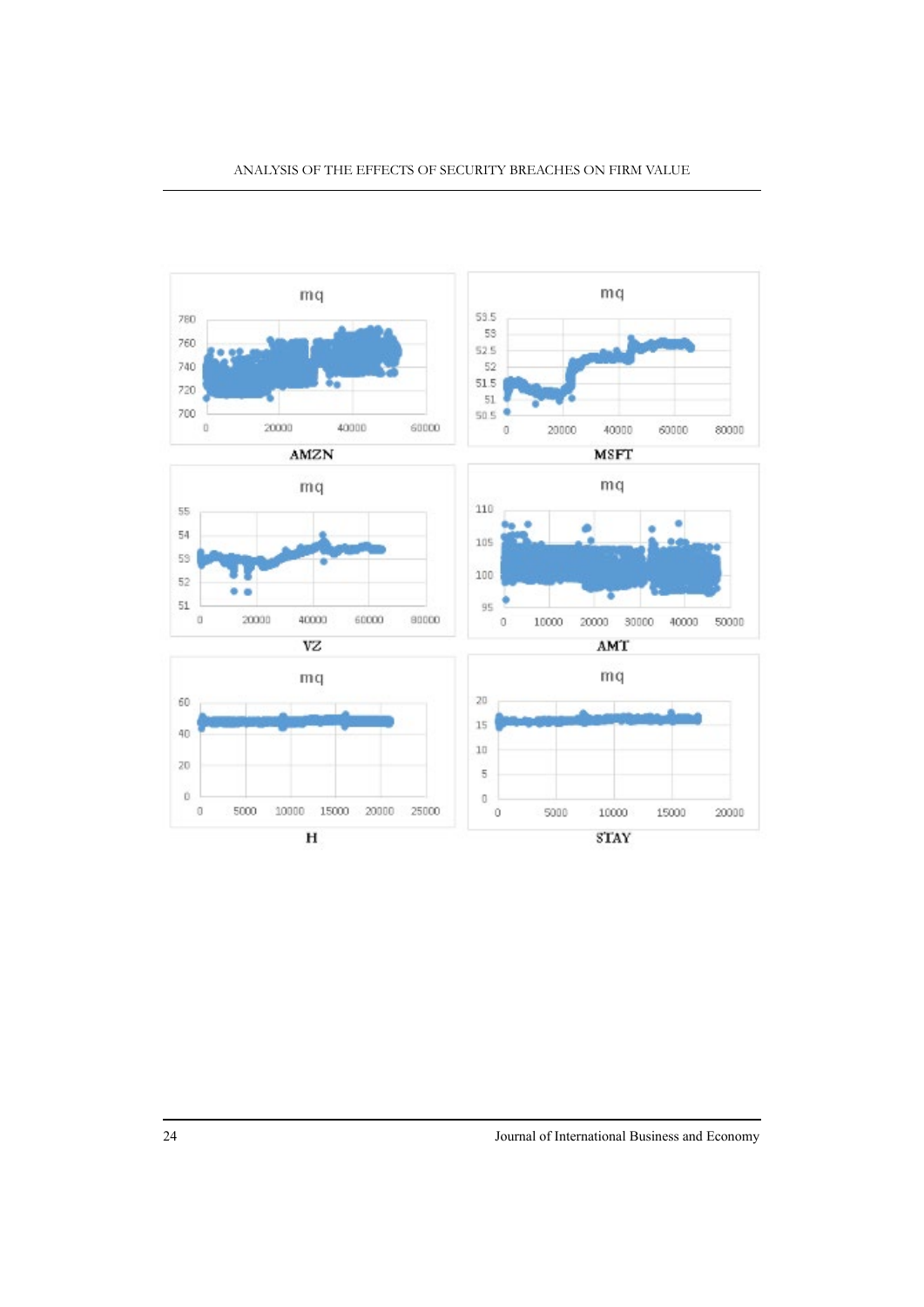mq

AMZN

mq

MSFT

mq

VZ

mq

AMT

mq

H

mq

STAY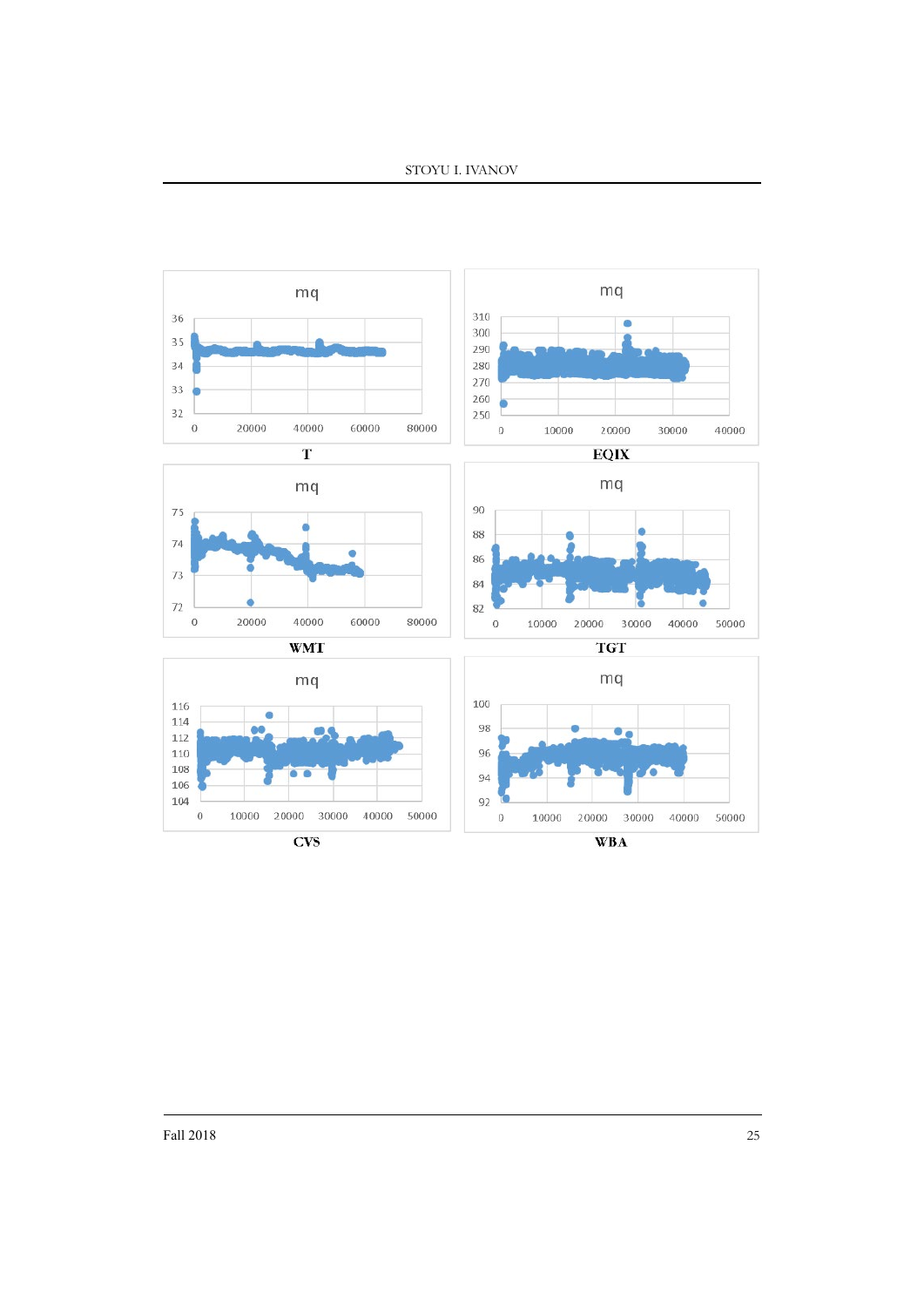mq

36
35
34
33
32

0 20000 40000 60000 80000

**T**

mq

310
300
290
280
270
260
250

0 10000 20000 30000 40000

**EQIX**

mq

75
74
73
72

0 20000 40000 60000 80000

**WMT**

mq

90
88
86
84
82

0 10000 20000 30000 40000 50000

**TGT**

mq

116
114
112
110
108
106
104

0 10000 20000 30000 40000 50000

**CVS**

mq

100
98
96
94
92

0 10000 20000 30000 40000 50000

**WBA**